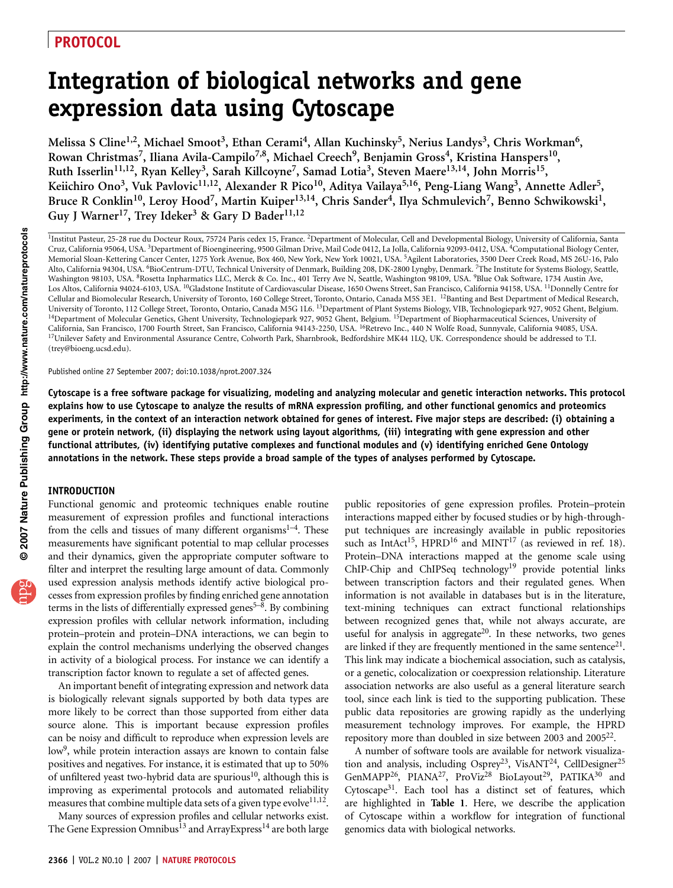PROTOCOL

# Integration of biological networks and gene expression data using Cytoscape

Melissa S Cline[1,2], Michael Smoot[3], Ethan Cerami[4], Allan Kuchinsky[5], Nerius Landys[3], Chris Workman[6], Rowan Christmas[7], Iliana Avila-Campilo[7,8], Michael Creech[9], Benjamin Gross[4], Kristina Hanspers[10], Ruth Isserlin[11,12], Ryan Kelley[3], Sarah Killcoyne[7], Samad Lotia[3], Steven Maere[13,14], John Morris[15], Keiichiro Ono[3], Vuk Pavlovic[11,12], Alexander R Pico[10], Aditya Vailaya[5,16], Peng-Liang Wang[3], Annette Adler[5], Bruce R Conklin[10], Leroy Hood[7], Martin Kuiper[13,14], Chris Sander[4], Ilya Schmulevich[7], Benno Schwikowski[1], Guy J Warner[17], Trey Ideker[3] & Gary D Bader[11,12]

[1]Institut Pasteur, 25-28 rue du Docteur Roux, 75724 Paris cedex 15, France. [2]Department of Molecular, Cell and Developmental Biology, University of California, Santa Cruz, California 95064, USA. [3]Department of Bioengineering, 9500 Gilman Drive, Mail Code 0412, La Jolla, California 92093-0412, USA. [4]Computational Biology Center, Memorial Sloan-Kettering Cancer Center, 1275 York Avenue, Box 460, New York, New York 10021, USA. [5]Agilent Laboratories, 3500 Deer Creek Road, MS 26U-16, Palo Alto, California 94304, USA. [6]BioCentrum-DTU, Technical University of Denmark, Building 208, DK-2800 Lyngby, Denmark. [7]The Institute for Systems Biology, Seattle, Washington 98103, USA. [8]Rosetta Inpharmatics LLC, Merck & Co. Inc., 401 Terry Ave N, Seattle, Washington 98109, USA. [9]Blue Oak Software, 1734 Austin Ave, Los Altos, California 94024-6103, USA. [10]Gladstone Institute of Cardiovascular Disease, 1650 Owens Street, San Francisco, California 94158, USA. [11]Donnelly Centre for Cellular and Biomolecular Research, University of Toronto, 160 College Street, Toronto, Ontario, Canada M5S 3E1. [12]Banting and Best Department of Medical Research, University of Toronto, 112 College Street, Toronto, Ontario, Canada M5G 1L6. [13]Department of Plant Systems Biology, VIB, Technologiepark 927, 9052 Ghent, Belgium. [14]Department of Molecular Genetics, Ghent University, Technologiepark 927, 9052 Ghent, Belgium. [15]Department of Biopharmaceutical Sciences, University of California, San Francisco, 1700 Fourth Street, San Francisco, California 94143-2250, USA. [16]Retrevo Inc., 440 N Wolfe Road, Sunnyvale, California 94085, USA. [17]Unilever Safety and Environmental Assurance Centre, Colworth Park, Sharnbrook, Bedfordshire MK44 1LQ, UK. Correspondence should be addressed to T.I. (trey@bioeng.ucsd.edu).

Published online 27 September 2007; doi:10.1038/nprot.2007.324

**Cytoscape is a free software package for visualizing, modeling and analyzing molecular and genetic interaction networks. This protocol explains how to use Cytoscape to analyze the results of mRNA expression profiling, and other functional genomics and proteomics experiments, in the context of an interaction network obtained for genes of interest. Five major steps are described: (i) obtaining a gene or protein network, (ii) displaying the network using layout algorithms, (iii) integrating with gene expression and other functional attributes, (iv) identifying putative complexes and functional modules and (v) identifying enriched Gene Ontology annotations in the network. These steps provide a broad sample of the types of analyses performed by Cytoscape.**

## INTRODUCTION

Functional genomic and proteomic techniques enable routine measurement of expression profiles and functional interactions from the cells and tissues of many different organisms[1–4]. These measurements have significant potential to map cellular processes and their dynamics, given the appropriate computer software to filter and interpret the resulting large amount of data. Commonly used expression analysis methods identify active biological processes from expression profiles by finding enriched gene annotation terms in the lists of differentially expressed genes[5–8]. By combining expression profiles with cellular network information, including protein–protein and protein–DNA interactions, we can begin to explain the control mechanisms underlying the observed changes in activity of a biological process. For instance we can identify a transcription factor known to regulate a set of affected genes.

An important benefit of integrating expression and network data is biologically relevant signals supported by both data types are more likely to be correct than those supported from either data source alone. This is important because expression profiles can be noisy and difficult to reproduce when expression levels are low[9], while protein interaction assays are known to contain false positives and negatives. For instance, it is estimated that up to 50% of unfiltered yeast two-hybrid data are spurious[10], although this is improving as experimental protocols and automated reliability measures that combine multiple data sets of a given type evolve[11,12].

Many sources of expression profiles and cellular networks exist. The Gene Expression Omnibus[13] and ArrayExpress[14] are both large public repositories of gene expression profiles. Protein–protein interactions mapped either by focused studies or by high-throughput techniques are increasingly available in public repositories such as IntAct[15], HPRD[16] and MINT[17] (as reviewed in ref. 18). Protein–DNA interactions mapped at the genome scale using ChIP-Chip and ChIPSeq technology[19] provide potential links between transcription factors and their regulated genes. When information is not available in databases but is in the literature, text-mining techniques can extract functional relationships between recognized genes that, while not always accurate, are useful for analysis in aggregate[20]. In these networks, two genes are linked if they are frequently mentioned in the same sentence[21]. This link may indicate a biochemical association, such as catalysis, or a genetic, colocalization or coexpression relationship. Literature association networks are also useful as a general literature search tool, since each link is tied to the supporting publication. These public data repositories are growing rapidly as the underlying measurement technology improves. For example, the HPRD repository more than doubled in size between 2003 and 2005[22].

A number of software tools are available for network visualization and analysis, including Osprey[23], VisANT[24], CellDesigner[25] GenMAPP[26], PIANA[27], ProViz[28] BioLayout[29], PATIKA[30] and Cytoscape[31]. Each tool has a distinct set of features, which are highlighted in **Table 1**. Here, we describe the application of Cytoscape within a workflow for integration of functional genomics data with biological networks.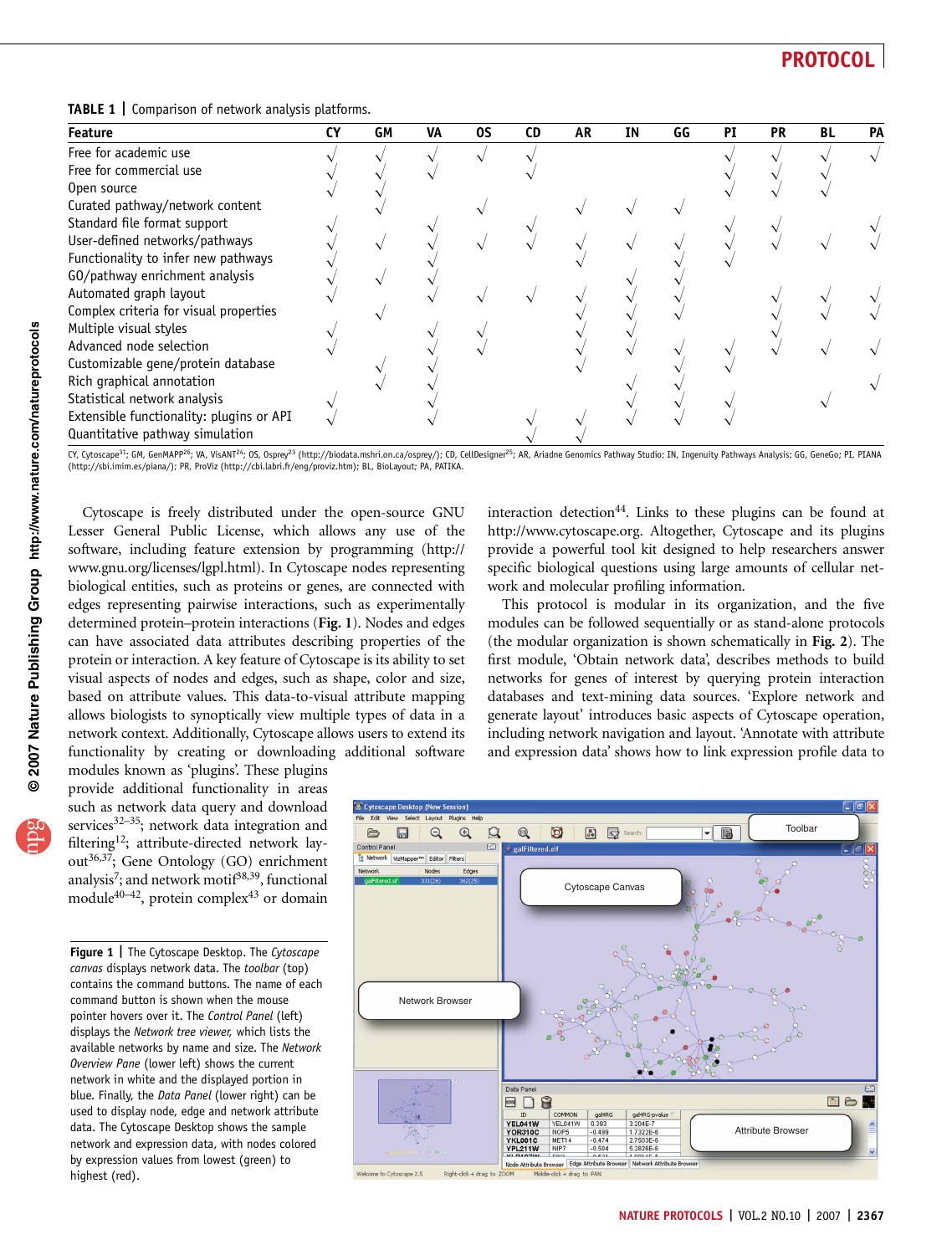**TABLE 1 | Comparison of network analysis platforms.**

| Feature | CY | GM | VA | OS | CD | AR | IN | GG | PI | PR | BL | PA |
|---|---|---|---|---|---|---|---|---|---|---|---|---|
| Free for academic use | √ | √ | √ | √ | √ | | | | √ | √ | √ | √ |
| Free for commercial use | √ | √ | √ | | √ | | | | √ | √ | √ | |
| Open source | √ | √ | | | | | | | √ | √ | √ | |
| Curated pathway/network content | | √ | | √ | | √ | √ | √ | | | | |
| Standard file format support | √ | | √ | | √ | | | | √ | √ | | √ |
| User-defined networks/pathways | √ | √ | √ | √ | √ | √ | √ | √ | √ | √ | √ | √ |
| Functionality to infer new pathways | √ | | √ | | | √ | | √ | √ | | | |
| GO/pathway enrichment analysis | √ | √ | √ | | | | √ | √ | | | | |
| Automated graph layout | √ | | √ | √ | √ | √ | √ | √ | | √ | √ | √ |
| Complex criteria for visual properties | | √ | | | | √ | √ | √ | | √ | √ | √ |
| Multiple visual styles | √ | | √ | √ | | √ | √ | | | √ | | |
| Advanced node selection | √ | | √ | √ | | √ | √ | √ | √ | √ | √ | √ |
| Customizable gene/protein database | | √ | √ | | | √ | | √ | √ | | | |
| Rich graphical annotation | | √ | √ | | | | √ | √ | | | | √ |
| Statistical network analysis | √ | | √ | | | | √ | √ | √ | | √ | |
| Extensible functionality: plugins or API | √ | | √ | | √ | √ | √ | √ | √ | | | |
| Quantitative pathway simulation | | | | | √ | √ | | | | | | |

CY, Cytoscape[31]; GM, GenMAPP[26]; VA, VisANT[24]; OS, Osprey[23] (http://biodata.mshri.on.ca/osprey/); CD, CellDesigner[25]; AR, Ariadne Genomics Pathway Studio; IN, Ingenuity Pathways Analysis; GG, GeneGo; PI, PIANA (http://sbi.imim.es/piana/); PR, ProViz (http://cbi.labri.fr/eng/proviz.htm); BL, BioLayout; PA, PATIKA.

Cytoscape is freely distributed under the open-source GNU Lesser General Public License, which allows any use of the software, including feature extension by programming (http://www.gnu.org/licenses/lgpl.html). In Cytoscape nodes representing biological entities, such as proteins or genes, are connected with edges representing pairwise interactions, such as experimentally determined protein–protein interactions (**Fig. 1**). Nodes and edges can have associated data attributes describing properties of the protein or interaction. A key feature of Cytoscape is its ability to set visual aspects of nodes and edges, such as shape, color and size, based on attribute values. This data-to-visual attribute mapping allows biologists to synoptically view multiple types of data in a network context. Additionally, Cytoscape allows users to extend its functionality by creating or downloading additional software modules known as 'plugins'. These plugins provide additional functionality in areas such as network data query and download services[32–35]; network data integration and filtering[12]; attribute-directed network layout[36,37]; Gene Ontology (GO) enrichment analysis[7]; and network motif[38,39], functional module[40–42], protein complex[43] or domain interaction detection[44]. Links to these plugins can be found at http://www.cytoscape.org. Altogether, Cytoscape and its plugins provide a powerful tool kit designed to help researchers answer specific biological questions using large amounts of cellular network and molecular profiling information.

This protocol is modular in its organization, and the five modules can be followed sequentially or as stand-alone protocols (the modular organization is shown schematically in **Fig. 2**). The first module, 'Obtain network data', describes methods to build networks for genes of interest by querying protein interaction databases and text-mining data sources. 'Explore network and generate layout' introduces basic aspects of Cytoscape operation, including network navigation and layout. 'Annotate with attribute and expression data' shows how to link expression profile data to

**Figure 1 |** The Cytoscape Desktop. The *Cytoscape canvas* displays network data. The *toolbar* (top) contains the command buttons. The name of each command button is shown when the mouse pointer hovers over it. The *Control Panel* (left) displays the *Network tree viewer,* which lists the available networks by name and size. The *Network Overview Pane* (lower left) shows the current network in white and the displayed portion in blue. Finally, the *Data Panel* (lower right) can be used to display node, edge and network attribute data. The Cytoscape Desktop shows the sample network and expression data, with nodes colored by expression values from lowest (green) to highest (red).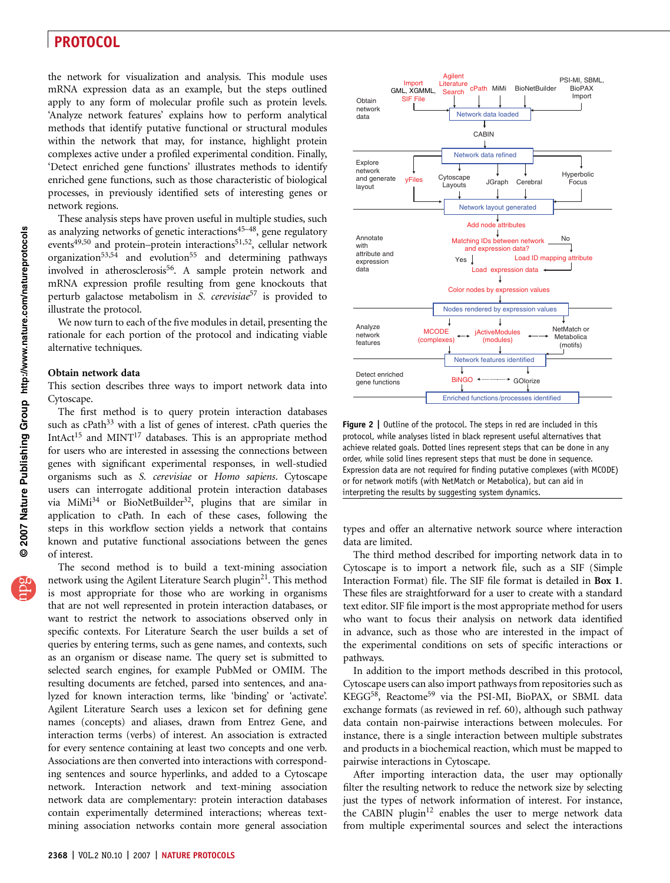the network for visualization and analysis. This module uses mRNA expression data as an example, but the steps outlined apply to any form of molecular profile such as protein levels. 'Analyze network features' explains how to perform analytical methods that identify putative functional or structural modules within the network that may, for instance, highlight protein complexes active under a profiled experimental condition. Finally, 'Detect enriched gene functions' illustrates methods to identify enriched gene functions, such as those characteristic of biological processes, in previously identified sets of interesting genes or network regions.

These analysis steps have proven useful in multiple studies, such as analyzing networks of genetic interactions[45–48], gene regulatory events[49,50] and protein–protein interactions[51,52], cellular network organization[53,54] and evolution[55] and determining pathways involved in atherosclerosis[56]. A sample protein network and mRNA expression profile resulting from gene knockouts that perturb galactose metabolism in *S. cerevisiae*[57] is provided to illustrate the protocol.

We now turn to each of the five modules in detail, presenting the rationale for each portion of the protocol and indicating viable alternative techniques.

### Obtain network data

This section describes three ways to import network data into Cytoscape.

The first method is to query protein interaction databases such as cPath[33] with a list of genes of interest. cPath queries the IntAct[15] and MINT[17] databases. This is an appropriate method for users who are interested in assessing the connections between genes with significant experimental responses, in well-studied organisms such as *S. cerevisiae* or *Homo sapiens*. Cytoscape users can interrogate additional protein interaction databases via MiMi[34] or BioNetBuilder[32], plugins that are similar in application to cPath. In each of these cases, following the steps in this workflow section yields a network that contains known and putative functional associations between the genes of interest.

The second method is to build a text-mining association network using the Agilent Literature Search plugin[21]. This method is most appropriate for those who are working in organisms that are not well represented in protein interaction databases, or want to restrict the network to associations observed only in specific contexts. For Literature Search the user builds a set of queries by entering terms, such as gene names, and contexts, such as an organism or disease name. The query set is submitted to selected search engines, for example PubMed or OMIM. The resulting documents are fetched, parsed into sentences, and analyzed for known interaction terms, like 'binding' or 'activate'. Agilent Literature Search uses a lexicon set for defining gene names (concepts) and aliases, drawn from Entrez Gene, and interaction terms (verbs) of interest. An association is extracted for every sentence containing at least two concepts and one verb. Associations are then converted into interactions with corresponding sentences and source hyperlinks, and added to a Cytoscape network. Interaction network and text-mining association network data are complementary: protein interaction databases contain experimentally determined interactions; whereas text-mining association networks contain more general association

Obtain network data
Import GML, XGMML, SIF File
Agilent Literature Search
cPath
MiMi
BioNetBuilder
PSI-MI, SBML, BioPAX Import
Network data loaded
CABIN
Network data refined
Explore network and generate layout
yFiles
Cytoscape Layouts
JGraph
Cerebral
Hyperbolic Focus
Network layout generated
Annotate with attribute and expression data
Add node attributes
Matching IDs between network and expression data?
No
Yes
Load ID mapping attribute
Load expression data
Color nodes by expression values
Nodes rendered by expression values
Analyze network features
MCODE (complexes)
jActiveModules (modules)
NetMatch or Metabolica (motifs)
Network features identified
Detect enriched gene functions
BiNGO
GOlorize
Enriched functions/processes identified

**Figure 2 |** Outline of the protocol. The steps in red are included in this protocol, while analyses listed in black represent useful alternatives that achieve related goals. Dotted lines represent steps that can be done in any order, while solid lines represent steps that must be done in sequence. Expression data are not required for finding putative complexes (with MCODE) or for network motifs (with NetMatch or Metabolica), but can aid in interpreting the results by suggesting system dynamics.

types and offer an alternative network source where interaction data are limited.

The third method described for importing network data in to Cytoscape is to import a network file, such as a SIF (Simple Interaction Format) file. The SIF file format is detailed in **Box 1**. These files are straightforward for a user to create with a standard text editor. SIF file import is the most appropriate method for users who want to focus their analysis on network data identified in advance, such as those who are interested in the impact of the experimental conditions on sets of specific interactions or pathways.

In addition to the import methods described in this protocol, Cytoscape users can also import pathways from repositories such as KEGG[58], Reactome[59] via the PSI-MI, BioPAX, or SBML data exchange formats (as reviewed in ref. 60), although such pathway data contain non-pairwise interactions between molecules. For instance, there is a single interaction between multiple substrates and products in a biochemical reaction, which must be mapped to pairwise interactions in Cytoscape.

After importing interaction data, the user may optionally filter the resulting network to reduce the network size by selecting just the types of network information of interest. For instance, the CABIN plugin[12] enables the user to merge network data from multiple experimental sources and select the interactions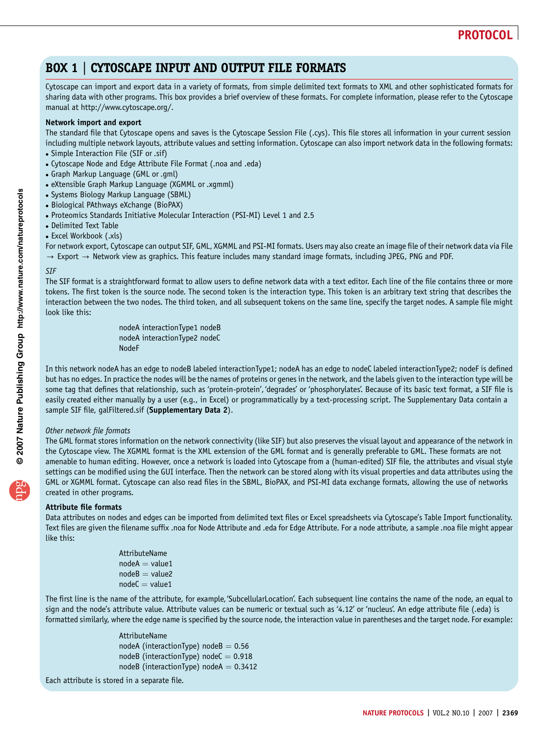## BOX 1 | CYTOSCAPE INPUT AND OUTPUT FILE FORMATS

Cytoscape can import and export data in a variety of formats, from simple delimited text formats to XML and other sophisticated formats for sharing data with other programs. This box provides a brief overview of these formats. For complete information, please refer to the Cytoscape manual at http://www.cytoscape.org/.

**Network import and export**

The standard file that Cytoscape opens and saves is the Cytoscape Session File (.cys). This file stores all information in your current session including multiple network layouts, attribute values and setting information. Cytoscape can also import network data in the following formats:

- Simple Interaction File (SIF or .sif)
- Cytoscape Node and Edge Attribute File Format (.noa and .eda)
- Graph Markup Language (GML or .gml)
- eXtensible Graph Markup Language (XGMML or .xgmml)
- Systems Biology Markup Language (SBML)
- Biological PAthways eXchange (BioPAX)
- Proteomics Standards Initiative Molecular Interaction (PSI-MI) Level 1 and 2.5
- Delimited Text Table
- Excel Workbook (.xls)

For network export, Cytoscape can output SIF, GML, XGMML and PSI-MI formats. Users may also create an image file of their network data via File → Export → Network view as graphics. This feature includes many standard image formats, including JPEG, PNG and PDF.

*SIF*

The SIF format is a straightforward format to allow users to define network data with a text editor. Each line of the file contains three or more tokens. The first token is the source node. The second token is the interaction type. This token is an arbitrary text string that describes the interaction between the two nodes. The third token, and all subsequent tokens on the same line, specify the target nodes. A sample file might look like this:

```
nodeA interactionType1 nodeB
nodeA interactionType2 nodeC
NodeF
```

In this network nodeA has an edge to nodeB labeled interactionType1; nodeA has an edge to nodeC labeled interactionType2; nodeF is defined but has no edges. In practice the nodes will be the names of proteins or genes in the network, and the labels given to the interaction type will be some tag that defines that relationship, such as 'protein-protein', 'degrades' or 'phosphorylates'. Because of its basic text format, a SIF file is easily created either manually by a user (e.g., in Excel) or programmatically by a text-processing script. The Supplementary Data contain a sample SIF file, galFiltered.sif (**Supplementary Data 2**).

*Other network file formats*

The GML format stores information on the network connectivity (like SIF) but also preserves the visual layout and appearance of the network in the Cytoscape view. The XGMML format is the XML extension of the GML format and is generally preferable to GML. These formats are not amenable to human editing. However, once a network is loaded into Cytoscape from a (human-edited) SIF file, the attributes and visual style settings can be modified using the GUI interface. Then the network can be stored along with its visual properties and data attributes using the GML or XGMML format. Cytoscape can also read files in the SBML, BioPAX, and PSI-MI data exchange formats, allowing the use of networks created in other programs.

**Attribute file formats**

Data attributes on nodes and edges can be imported from delimited text files or Excel spreadsheets via Cytoscape's Table Import functionality. Text files are given the filename suffix .noa for Node Attribute and .eda for Edge Attribute. For a node attribute, a sample .noa file might appear like this:

```
AttributeName
nodeA = value1
nodeB = value2
nodeC = value1
```

The first line is the name of the attribute, for example, 'SubcellularLocation'. Each subsequent line contains the name of the node, an equal to sign and the node's attribute value. Attribute values can be numeric or textual such as '4.12' or 'nucleus'. An edge attribute file (.eda) is formatted similarly, where the edge name is specified by the source node, the interaction value in parentheses and the target node. For example:

```
AttributeName
nodeA (interactionType) nodeB = 0.56
nodeB (interactionType) nodeC = 0.918
nodeB (interactionType) nodeA = 0.3412
```

Each attribute is stored in a separate file.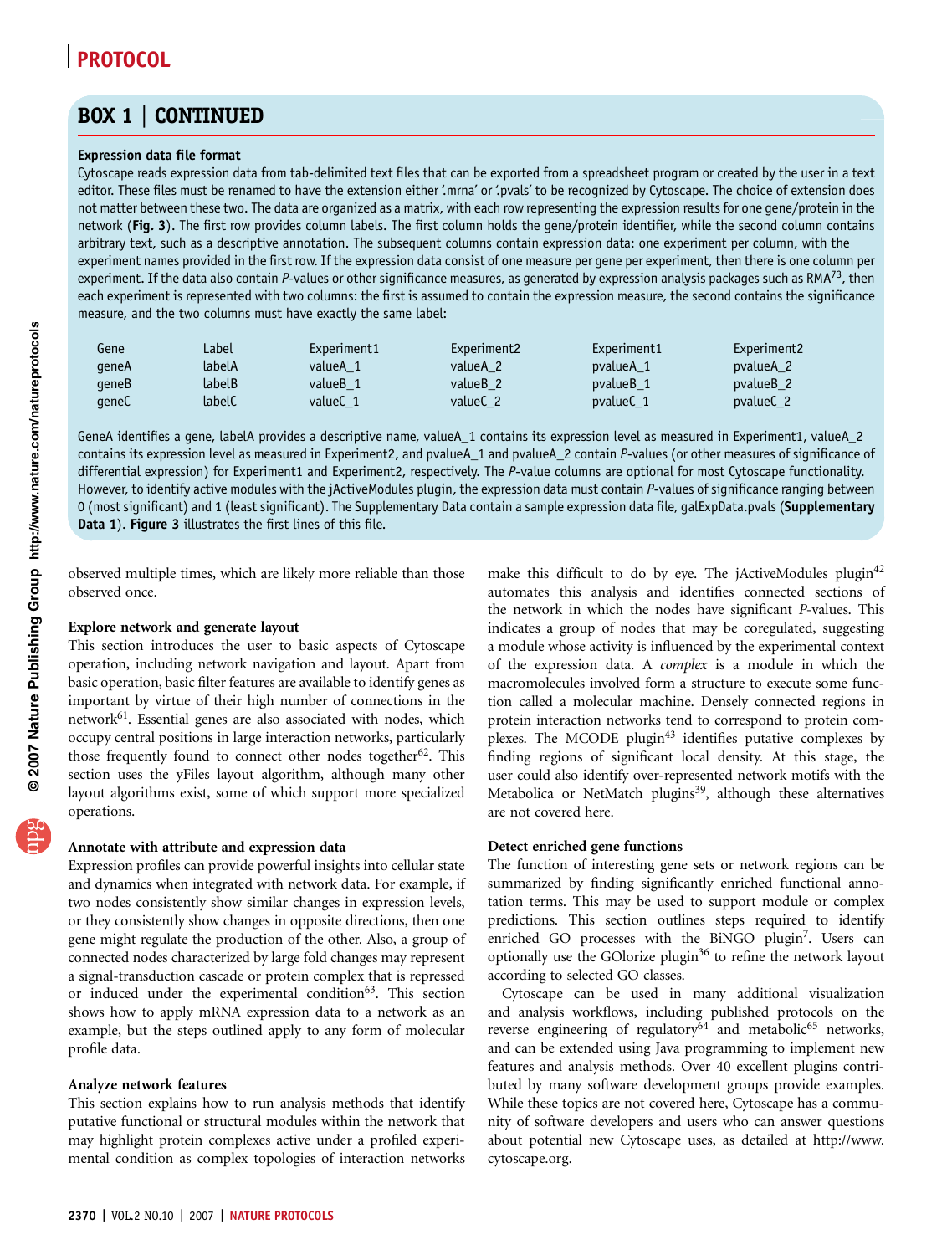## BOX 1 | CONTINUED

**Expression data file format**

Cytoscape reads expression data from tab-delimited text files that can be exported from a spreadsheet program or created by the user in a text editor. These files must be renamed to have the extension either '.mrna' or '.pvals' to be recognized by Cytoscape. The choice of extension does not matter between these two. The data are organized as a matrix, with each row representing the expression results for one gene/protein in the network (**Fig. 3**). The first row provides column labels. The first column holds the gene/protein identifier, while the second column contains arbitrary text, such as a descriptive annotation. The subsequent columns contain expression data: one experiment per column, with the experiment names provided in the first row. If the expression data consist of one measure per gene per experiment, then there is one column per experiment. If the data also contain *P*-values or other significance measures, as generated by expression analysis packages such as RMA[73], then each experiment is represented with two columns: the first is assumed to contain the expression measure, the second contains the significance measure, and the two columns must have exactly the same label:

| Gene | Label | Experiment1 | Experiment2 | Experiment1 | Experiment2 |
|---|---|---|---|---|---|
| geneA | labelA | valueA_1 | valueA_2 | pvalueA_1 | pvalueA_2 |
| geneB | labelB | valueB_1 | valueB_2 | pvalueB_1 | pvalueB_2 |
| geneC | labelC | valueC_1 | valueC_2 | pvalueC_1 | pvalueC_2 |

GeneA identifies a gene, labelA provides a descriptive name, valueA_1 contains its expression level as measured in Experiment1, valueA_2 contains its expression level as measured in Experiment2, and pvalueA_1 and pvalueA_2 contain *P*-values (or other measures of significance of differential expression) for Experiment1 and Experiment2, respectively. The *P*-value columns are optional for most Cytoscape functionality. However, to identify active modules with the jActiveModules plugin, the expression data must contain *P*-values of significance ranging between 0 (most significant) and 1 (least significant). The Supplementary Data contain a sample expression data file, galExpData.pvals (**Supplementary Data 1**). **Figure 3** illustrates the first lines of this file.

observed multiple times, which are likely more reliable than those observed once.

### Explore network and generate layout

This section introduces the user to basic aspects of Cytoscape operation, including network navigation and layout. Apart from basic operation, basic filter features are available to identify genes as important by virtue of their high number of connections in the network[61]. Essential genes are also associated with nodes, which occupy central positions in large interaction networks, particularly those frequently found to connect other nodes together[62]. This section uses the yFiles layout algorithm, although many other layout algorithms exist, some of which support more specialized operations.

### Annotate with attribute and expression data

Expression profiles can provide powerful insights into cellular state and dynamics when integrated with network data. For example, if two nodes consistently show similar changes in expression levels, or they consistently show changes in opposite directions, then one gene might regulate the production of the other. Also, a group of connected nodes characterized by large fold changes may represent a signal-transduction cascade or protein complex that is repressed or induced under the experimental condition[63]. This section shows how to apply mRNA expression data to a network as an example, but the steps outlined apply to any form of molecular profile data.

### Analyze network features

This section explains how to run analysis methods that identify putative functional or structural modules within the network that may highlight protein complexes active under a profiled experimental condition as complex topologies of interaction networks make this difficult to do by eye. The jActiveModules plugin[42] automates this analysis and identifies connected sections of the network in which the nodes have significant *P*-values. This indicates a group of nodes that may be coregulated, suggesting a module whose activity is influenced by the experimental context of the expression data. A *complex* is a module in which the macromolecules involved form a structure to execute some function called a molecular machine. Densely connected regions in protein interaction networks tend to correspond to protein complexes. The MCODE plugin[43] identifies putative complexes by finding regions of significant local density. At this stage, the user could also identify over-represented network motifs with the Metabolica or NetMatch plugins[39], although these alternatives are not covered here.

### Detect enriched gene functions

The function of interesting gene sets or network regions can be summarized by finding significantly enriched functional annotation terms. This may be used to support module or complex predictions. This section outlines steps required to identify enriched GO processes with the BiNGO plugin[7]. Users can optionally use the GOlorize plugin[36] to refine the network layout according to selected GO classes.

Cytoscape can be used in many additional visualization and analysis workflows, including published protocols on the reverse engineering of regulatory[64] and metabolic[65] networks, and can be extended using Java programming to implement new features and analysis methods. Over 40 excellent plugins contributed by many software development groups provide examples. While these topics are not covered here, Cytoscape has a community of software developers and users who can answer questions about potential new Cytoscape uses, as detailed at http://www.cytoscape.org.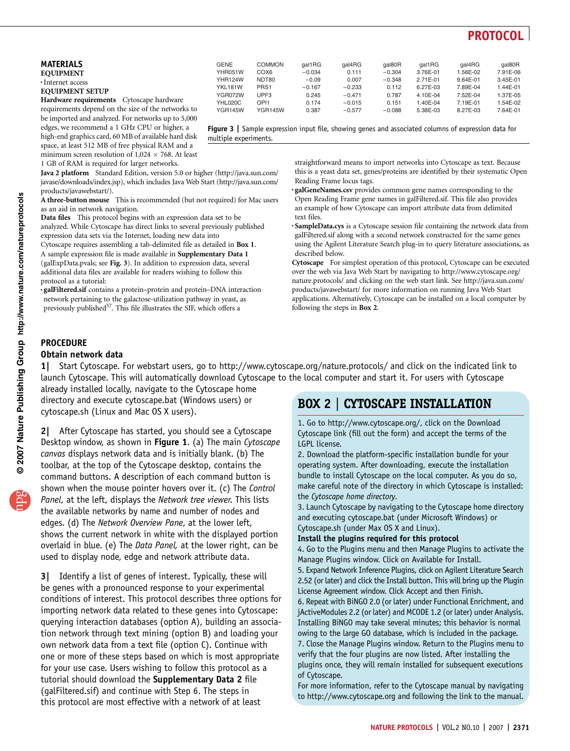## MATERIALS

### EQUIPMENT

- Internet access

### EQUIPMENT SETUP

**Hardware requirements** Cytoscape hardware requirements depend on the size of the networks to be imported and analyzed. For networks up to 5,000 edges, we recommend a 1 GHz CPU or higher, a high-end graphics card, 60 MB of available hard disk space, at least 512 MB of free physical RAM and a minimum screen resolution of 1,024 × 768. At least 1 GB of RAM is required for larger networks.

**Java 2 platform** Standard Edition, version 5.0 or higher (http://java.sun.com/javase/downloads/index.jsp), which includes Java Web Start (http://java.sun.com/products/javawebstart/).

**A three-button mouse** This is recommended (but not required) for Mac users as an aid in network navigation.

**Data files** This protocol begins with an expression data set to be analyzed. While Cytoscape has direct links to several previously published expression data sets via the Internet, loading new data into Cytoscape requires assembling a tab-delimited file as detailed in **Box 1**. A sample expression file is made available in **Supplementary Data 1** (galExpData.pvals; see **Fig. 3**). In addition to expression data, several additional data files are available for readers wishing to follow this protocol as a tutorial:

- **galFiltered.sif** contains a protein–protein and protein–DNA interaction network pertaining to the galactose-utilization pathway in yeast, as previously published[57]. This file illustrates the SIF, which offers a straightforward means to import networks into Cytoscape as text. Because this is a yeast data set, genes/proteins are identified by their systematic Open Reading Frame locus tags.
- **galGeneNames.csv** provides common gene names corresponding to the Open Reading Frame gene names in galFiltered.sif. This file also provides an example of how Cytoscape can import attribute data from delimited text files.
- **SampleData.cys** is a Cytoscape session file containing the network data from galFiltered.sif along with a second network constructed for the same genes using the Agilent Literature Search plug-in to query literature associations, as described below.

**Cytoscape** For simplest operation of this protocol, Cytoscape can be executed over the web via Java Web Start by navigating to http://www.cytoscape.org/nature.protocols/ and clicking on the web start link. See http://java.sun.com/products/javawebstart/ for more information on running Java Web Start applications. Alternatively, Cytoscape can be installed on a local computer by following the steps in **Box 2**.

| GENE | COMMON | gal1RG | gal4RG | gal80R | gal1RG | gal4RG | gal80R |
|---|---|---|---|---|---|---|---|
| YHR051W | COX6 | −0.034 | 0.111 | −0.304 | 3.76E-01 | 1.56E-02 | 7.91E-06 |
| YHR124W | NDT80 | −0.09 | 0.007 | −0.348 | 2.71E-01 | 9.64E-01 | 3.45E-01 |
| YKL181W | PRS1 | −0.167 | −0.233 | 0.112 | 6.27E-03 | 7.89E-04 | 1.44E-01 |
| YGR072W | UPF3 | 0.245 | −0.471 | 0.787 | 4.10E-04 | 7.52E-04 | 1.37E-05 |
| YHL020C | OPI1 | 0.174 | −0.015 | 0.151 | 1.40E-04 | 7.19E-01 | 1.54E-02 |
| YGR145W | YGR145W | 0.387 | −0.577 | −0.088 | 5.38E-03 | 8.27E-03 | 7.64E-01 |

**Figure 3 |** Sample expression input file, showing genes and associated columns of expression data for multiple experiments.

## PROCEDURE

### Obtain network data

**1|** Start Cytoscape. For webstart users, go to http://www.cytoscape.org/nature.protocols/ and click on the indicated link to launch Cytoscape. This will automatically download Cytoscape to the local computer and start it. For users with Cytoscape already installed locally, navigate to the Cytoscape home directory and execute cytoscape.bat (Windows users) or cytoscape.sh (Linux and Mac OS X users).

**2|** After Cytoscape has started, you should see a Cytoscape Desktop window, as shown in **Figure 1**. (a) The main *Cytoscape canvas* displays network data and is initially blank. (b) The toolbar, at the top of the Cytoscape desktop, contains the command buttons. A description of each command button is shown when the mouse pointer hovers over it. (c) The *Control Panel*, at the left, displays the *Network tree viewer*. This lists the available networks by name and number of nodes and edges. (d) The *Network Overview Pane*, at the lower left, shows the current network in white with the displayed portion overlaid in blue. (e) The *Data Panel*, at the lower right, can be used to display node, edge and network attribute data.

**3|** Identify a list of genes of interest. Typically, these will be genes with a pronounced response to your experimental conditions of interest. This protocol describes three options for importing network data related to these genes into Cytoscape: querying interaction databases (option A), building an association network through text mining (option B) and loading your own network data from a text file (option C). Continue with one or more of these steps based on which is most appropriate for your use case. Users wishing to follow this protocol as a tutorial should download the **Supplementary Data 2** file (galFiltered.sif) and continue with Step 6. The steps in this protocol are most effective with a network of at least

## BOX 2 | CYTOSCAPE INSTALLATION

1. Go to http://www.cytoscape.org/, click on the Download Cytoscape link (fill out the form) and accept the terms of the LGPL license.
2. Download the platform-specific installation bundle for your operating system. After downloading, execute the installation bundle to install Cytoscape on the local computer. As you do so, make careful note of the directory in which Cytoscape is installed: the *Cytoscape home directory*.
3. Launch Cytoscape by navigating to the Cytoscape home directory and executing cytoscape.bat (under Microsoft Windows) or Cytoscape.sh (under Max OS X and Linux).

**Install the plugins required for this protocol**

4. Go to the Plugins menu and then Manage Plugins to activate the Manage Plugins window. Click on Available for Install.
5. Expand Network Inference Plugins, click on Agilent Literature Search 2.52 (or later) and click the Install button. This will bring up the Plugin License Agreement window. Click Accept and then Finish.
6. Repeat with BiNGO 2.0 (or later) under Functional Enrichment, and jActiveModules 2.2 (or later) and MCODE 1.2 (or later) under Analysis. Installing BiNGO may take several minutes; this behavior is normal owing to the large GO database, which is included in the package.
7. Close the Manage Plugins window. Return to the Plugins menu to verify that the four plugins are now listed. After installing the plugins once, they will remain installed for subsequent executions of Cytoscape.

For more information, refer to the Cytoscape manual by navigating to http://www.cytoscape.org and following the link to the manual.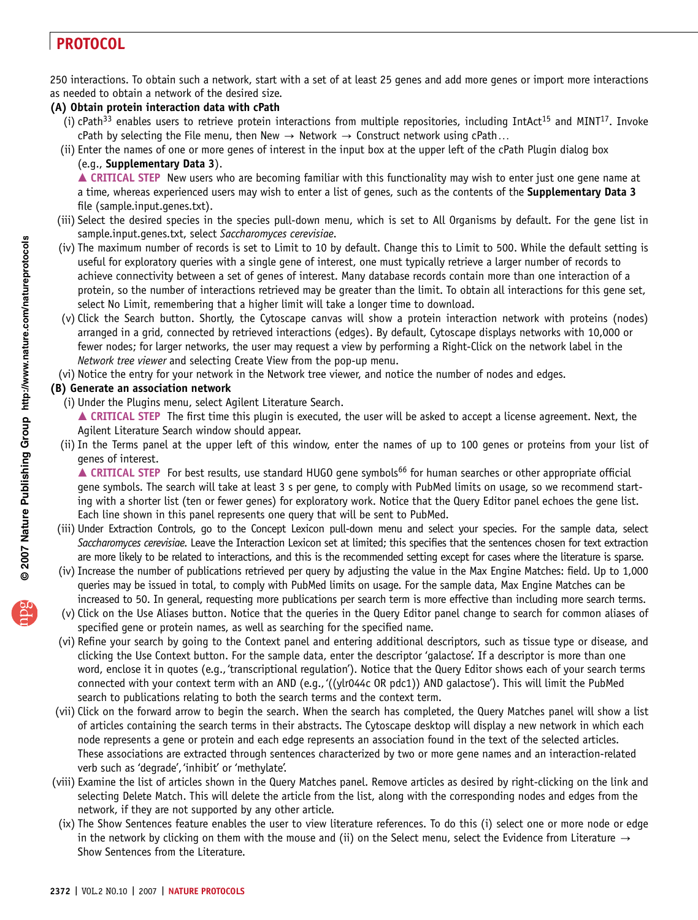250 interactions. To obtain such a network, start with a set of at least 25 genes and add more genes or import more interactions as needed to obtain a network of the desired size.

**(A) Obtain protein interaction data with cPath**

(i) cPath[33] enables users to retrieve protein interactions from multiple repositories, including IntAct[15] and MINT[17]. Invoke cPath by selecting the File menu, then New → Network → Construct network using cPath...

(ii) Enter the names of one or more genes of interest in the input box at the upper left of the cPath Plugin dialog box (e.g., **Supplementary Data 3**).

▲ **CRITICAL STEP** New users who are becoming familiar with this functionality may wish to enter just one gene name at a time, whereas experienced users may wish to enter a list of genes, such as the contents of the **Supplementary Data 3** file (sample.input.genes.txt).

(iii) Select the desired species in the species pull-down menu, which is set to All Organisms by default. For the gene list in sample.input.genes.txt, select *Saccharomyces cerevisiae*.

(iv) The maximum number of records is set to Limit to 10 by default. Change this to Limit to 500. While the default setting is useful for exploratory queries with a single gene of interest, one must typically retrieve a larger number of records to achieve connectivity between a set of genes of interest. Many database records contain more than one interaction of a protein, so the number of interactions retrieved may be greater than the limit. To obtain all interactions for this gene set, select No Limit, remembering that a higher limit will take a longer time to download.

(v) Click the Search button. Shortly, the Cytoscape canvas will show a protein interaction network with proteins (nodes) arranged in a grid, connected by retrieved interactions (edges). By default, Cytoscape displays networks with 10,000 or fewer nodes; for larger networks, the user may request a view by performing a Right-Click on the network label in the *Network tree viewer* and selecting Create View from the pop-up menu.

(vi) Notice the entry for your network in the Network tree viewer, and notice the number of nodes and edges.

**(B) Generate an association network**

(i) Under the Plugins menu, select Agilent Literature Search.

▲ **CRITICAL STEP** The first time this plugin is executed, the user will be asked to accept a license agreement. Next, the Agilent Literature Search window should appear.

(ii) In the Terms panel at the upper left of this window, enter the names of up to 100 genes or proteins from your list of genes of interest.

▲ **CRITICAL STEP** For best results, use standard HUGO gene symbols[66] for human searches or other appropriate official gene symbols. The search will take at least 3 s per gene, to comply with PubMed limits on usage, so we recommend starting with a shorter list (ten or fewer genes) for exploratory work. Notice that the Query Editor panel echoes the gene list. Each line shown in this panel represents one query that will be sent to PubMed.

(iii) Under Extraction Controls, go to the Concept Lexicon pull-down menu and select your species. For the sample data, select *Saccharomyces cerevisiae*. Leave the Interaction Lexicon set at limited; this specifies that the sentences chosen for text extraction are more likely to be related to interactions, and this is the recommended setting except for cases where the literature is sparse.

(iv) Increase the number of publications retrieved per query by adjusting the value in the Max Engine Matches: field. Up to 1,000 queries may be issued in total, to comply with PubMed limits on usage. For the sample data, Max Engine Matches can be increased to 50. In general, requesting more publications per search term is more effective than including more search terms.

(v) Click on the Use Aliases button. Notice that the queries in the Query Editor panel change to search for common aliases of specified gene or protein names, as well as searching for the specified name.

(vi) Refine your search by going to the Context panel and entering additional descriptors, such as tissue type or disease, and clicking the Use Context button. For the sample data, enter the descriptor 'galactose'. If a descriptor is more than one word, enclose it in quotes (e.g., 'transcriptional regulation'). Notice that the Query Editor shows each of your search terms connected with your context term with an AND (e.g., '((ylr044c OR pdc1)) AND galactose'). This will limit the PubMed search to publications relating to both the search terms and the context term.

(vii) Click on the forward arrow to begin the search. When the search has completed, the Query Matches panel will show a list of articles containing the search terms in their abstracts. The Cytoscape desktop will display a new network in which each node represents a gene or protein and each edge represents an association found in the text of the selected articles. These associations are extracted through sentences characterized by two or more gene names and an interaction-related verb such as 'degrade', 'inhibit' or 'methylate'.

(viii) Examine the list of articles shown in the Query Matches panel. Remove articles as desired by right-clicking on the link and selecting Delete Match. This will delete the article from the list, along with the corresponding nodes and edges from the network, if they are not supported by any other article.

(ix) The Show Sentences feature enables the user to view literature references. To do this (i) select one or more node or edge in the network by clicking on them with the mouse and (ii) on the Select menu, select the Evidence from Literature → Show Sentences from the Literature.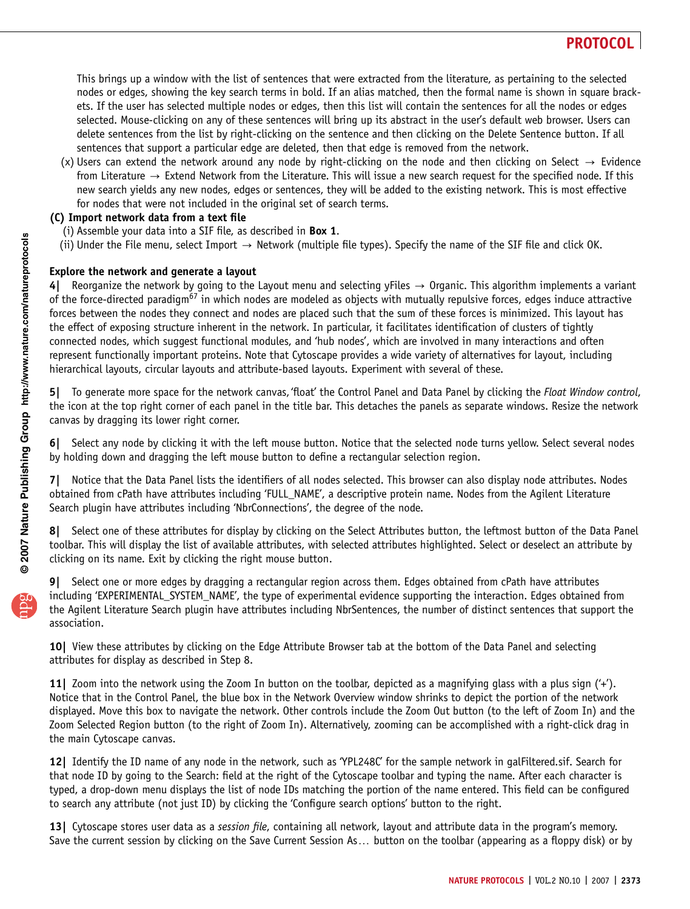This brings up a window with the list of sentences that were extracted from the literature, as pertaining to the selected nodes or edges, showing the key search terms in bold. If an alias matched, then the formal name is shown in square brackets. If the user has selected multiple nodes or edges, then this list will contain the sentences for all the nodes or edges selected. Mouse-clicking on any of these sentences will bring up its abstract in the user's default web browser. Users can delete sentences from the list by right-clicking on the sentence and then clicking on the Delete Sentence button. If all sentences that support a particular edge are deleted, then that edge is removed from the network.

(x) Users can extend the network around any node by right-clicking on the node and then clicking on Select → Evidence from Literature → Extend Network from the Literature. This will issue a new search request for the specified node. If this new search yields any new nodes, edges or sentences, they will be added to the existing network. This is most effective for nodes that were not included in the original set of search terms.

**(C) Import network data from a text file**

(i) Assemble your data into a SIF file, as described in **Box 1**.

(ii) Under the File menu, select Import → Network (multiple file types). Specify the name of the SIF file and click OK.

**Explore the network and generate a layout**

**4|** Reorganize the network by going to the Layout menu and selecting yFiles → Organic. This algorithm implements a variant of the force-directed paradigm[67] in which nodes are modeled as objects with mutually repulsive forces, edges induce attractive forces between the nodes they connect and nodes are placed such that the sum of these forces is minimized. This layout has the effect of exposing structure inherent in the network. In particular, it facilitates identification of clusters of tightly connected nodes, which suggest functional modules, and 'hub nodes', which are involved in many interactions and often represent functionally important proteins. Note that Cytoscape provides a wide variety of alternatives for layout, including hierarchical layouts, circular layouts and attribute-based layouts. Experiment with several of these.

**5|** To generate more space for the network canvas, 'float' the Control Panel and Data Panel by clicking the *Float Window control*, the icon at the top right corner of each panel in the title bar. This detaches the panels as separate windows. Resize the network canvas by dragging its lower right corner.

**6|** Select any node by clicking it with the left mouse button. Notice that the selected node turns yellow. Select several nodes by holding down and dragging the left mouse button to define a rectangular selection region.

**7|** Notice that the Data Panel lists the identifiers of all nodes selected. This browser can also display node attributes. Nodes obtained from cPath have attributes including 'FULL_NAME', a descriptive protein name. Nodes from the Agilent Literature Search plugin have attributes including 'NbrConnections', the degree of the node.

**8|** Select one of these attributes for display by clicking on the Select Attributes button, the leftmost button of the Data Panel toolbar. This will display the list of available attributes, with selected attributes highlighted. Select or deselect an attribute by clicking on its name. Exit by clicking the right mouse button.

**9|** Select one or more edges by dragging a rectangular region across them. Edges obtained from cPath have attributes including 'EXPERIMENTAL_SYSTEM_NAME', the type of experimental evidence supporting the interaction. Edges obtained from the Agilent Literature Search plugin have attributes including NbrSentences, the number of distinct sentences that support the association.

**10|** View these attributes by clicking on the Edge Attribute Browser tab at the bottom of the Data Panel and selecting attributes for display as described in Step 8.

**11|** Zoom into the network using the Zoom In button on the toolbar, depicted as a magnifying glass with a plus sign ('+'). Notice that in the Control Panel, the blue box in the Network Overview window shrinks to depict the portion of the network displayed. Move this box to navigate the network. Other controls include the Zoom Out button (to the left of Zoom In) and the Zoom Selected Region button (to the right of Zoom In). Alternatively, zooming can be accomplished with a right-click drag in the main Cytoscape canvas.

**12|** Identify the ID name of any node in the network, such as 'YPL248C' for the sample network in galFiltered.sif. Search for that node ID by going to the Search: field at the right of the Cytoscape toolbar and typing the name. After each character is typed, a drop-down menu displays the list of node IDs matching the portion of the name entered. This field can be configured to search any attribute (not just ID) by clicking the 'Configure search options' button to the right.

**13|** Cytoscape stores user data as a *session file*, containing all network, layout and attribute data in the program's memory. Save the current session by clicking on the Save Current Session As… button on the toolbar (appearing as a floppy disk) or by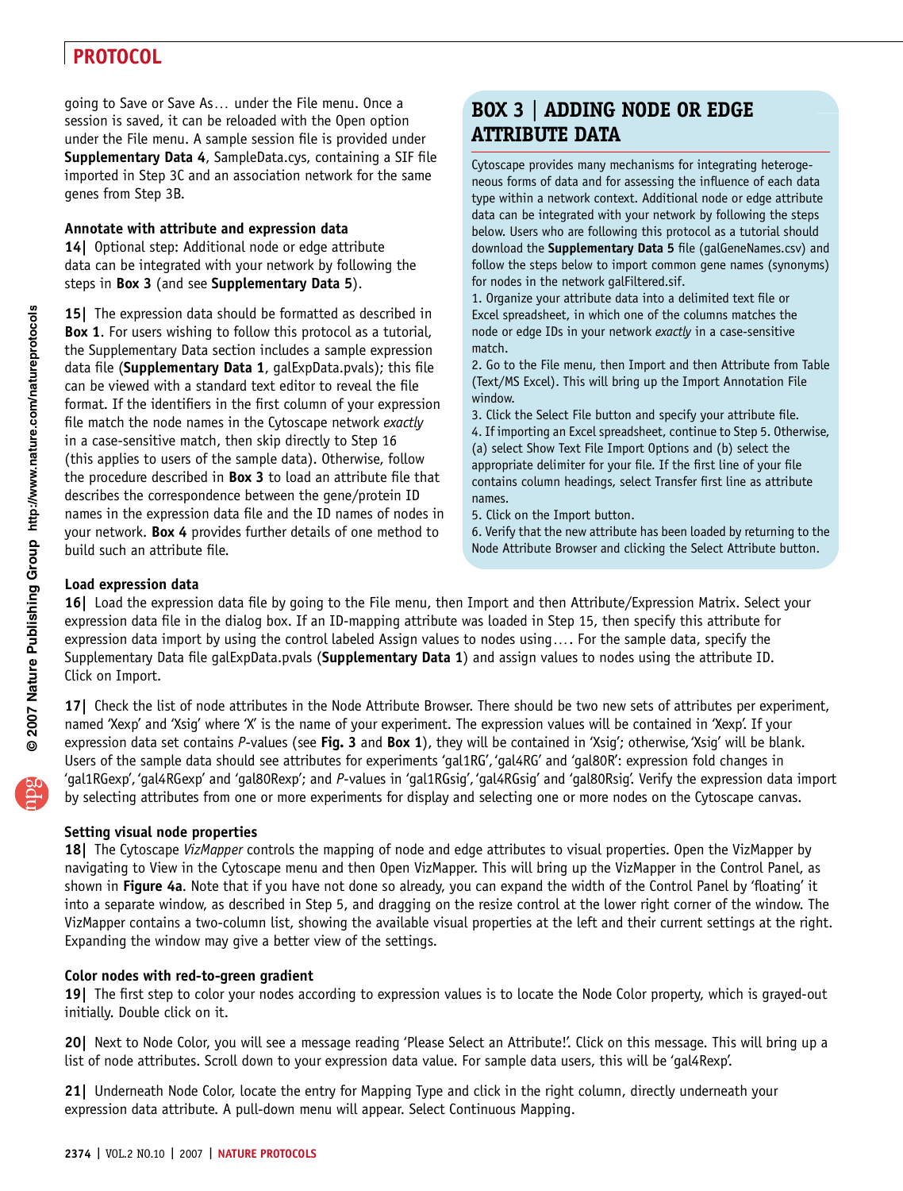going to Save or Save As… under the File menu. Once a session is saved, it can be reloaded with the Open option under the File menu. A sample session file is provided under **Supplementary Data 4**, SampleData.cys, containing a SIF file imported in Step 3C and an association network for the same genes from Step 3B.

### Annotate with attribute and expression data

**14|** Optional step: Additional node or edge attribute data can be integrated with your network by following the steps in **Box 3** (and see **Supplementary Data 5**).

**15|** The expression data should be formatted as described in **Box 1**. For users wishing to follow this protocol as a tutorial, the Supplementary Data section includes a sample expression data file (**Supplementary Data 1**, galExpData.pvals); this file can be viewed with a standard text editor to reveal the file format. If the identifiers in the first column of your expression file match the node names in the Cytoscape network *exactly* in a case-sensitive match, then skip directly to Step 16 (this applies to users of the sample data). Otherwise, follow the procedure described in **Box 3** to load an attribute file that describes the correspondence between the gene/protein ID names in the expression data file and the ID names of nodes in your network. **Box 4** provides further details of one method to build such an attribute file.

## BOX 3 | ADDING NODE OR EDGE ATTRIBUTE DATA

Cytoscape provides many mechanisms for integrating heterogeneous forms of data and for assessing the influence of each data type within a network context. Additional node or edge attribute data can be integrated with your network by following the steps below. Users who are following this protocol as a tutorial should download the **Supplementary Data 5** file (galGeneNames.csv) and follow the steps below to import common gene names (synonyms) for nodes in the network galFiltered.sif.

1. Organize your attribute data into a delimited text file or Excel spreadsheet, in which one of the columns matches the node or edge IDs in your network *exactly* in a case-sensitive match.
2. Go to the File menu, then Import and then Attribute from Table (Text/MS Excel). This will bring up the Import Annotation File window.
3. Click the Select File button and specify your attribute file.
4. If importing an Excel spreadsheet, continue to Step 5. Otherwise, (a) select Show Text File Import Options and (b) select the appropriate delimiter for your file. If the first line of your file contains column headings, select Transfer first line as attribute names.
5. Click on the Import button.
6. Verify that the new attribute has been loaded by returning to the Node Attribute Browser and clicking the Select Attribute button.

### Load expression data

**16|** Load the expression data file by going to the File menu, then Import and then Attribute/Expression Matrix. Select your expression data file in the dialog box. If an ID-mapping attribute was loaded in Step 15, then specify this attribute for expression data import by using the control labeled Assign values to nodes using…. For the sample data, specify the Supplementary Data file galExpData.pvals (**Supplementary Data 1**) and assign values to nodes using the attribute ID. Click on Import.

**17|** Check the list of node attributes in the Node Attribute Browser. There should be two new sets of attributes per experiment, named 'Xexp' and 'Xsig' where 'X' is the name of your experiment. The expression values will be contained in 'Xexp'. If your expression data set contains *P*-values (see **Fig. 3** and **Box 1**), they will be contained in 'Xsig'; otherwise, 'Xsig' will be blank. Users of the sample data should see attributes for experiments 'gal1RG', 'gal4RG' and 'gal80R': expression fold changes in 'gal1RGexp', 'gal4RGexp' and 'gal80Rexp'; and *P*-values in 'gal1RGsig', 'gal4RGsig' and 'gal80Rsig'. Verify the expression data import by selecting attributes from one or more experiments for display and selecting one or more nodes on the Cytoscape canvas.

### Setting visual node properties

**18|** The Cytoscape *VizMapper* controls the mapping of node and edge attributes to visual properties. Open the VizMapper by navigating to View in the Cytoscape menu and then Open VizMapper. This will bring up the VizMapper in the Control Panel, as shown in **Figure 4a**. Note that if you have not done so already, you can expand the width of the Control Panel by 'floating' it into a separate window, as described in Step 5, and dragging on the resize control at the lower right corner of the window. The VizMapper contains a two-column list, showing the available visual properties at the left and their current settings at the right. Expanding the window may give a better view of the settings.

### Color nodes with red-to-green gradient

**19|** The first step to color your nodes according to expression values is to locate the Node Color property, which is grayed-out initially. Double click on it.

**20|** Next to Node Color, you will see a message reading 'Please Select an Attribute!'. Click on this message. This will bring up a list of node attributes. Scroll down to your expression data value. For sample data users, this will be 'gal4Rexp'.

**21|** Underneath Node Color, locate the entry for Mapping Type and click in the right column, directly underneath your expression data attribute. A pull-down menu will appear. Select Continuous Mapping.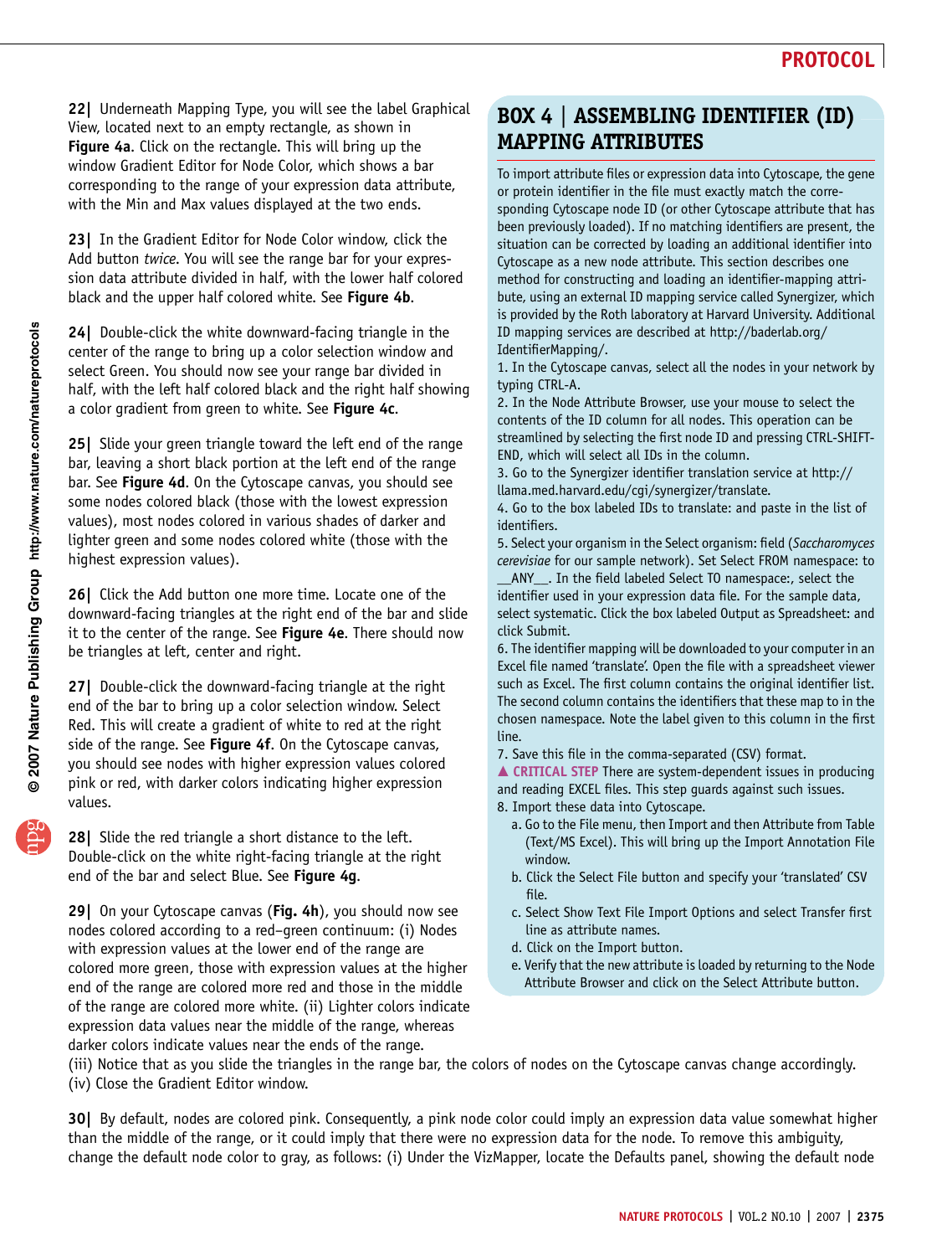**22|** Underneath Mapping Type, you will see the label Graphical View, located next to an empty rectangle, as shown in **Figure 4a**. Click on the rectangle. This will bring up the window Gradient Editor for Node Color, which shows a bar corresponding to the range of your expression data attribute, with the Min and Max values displayed at the two ends.

**23|** In the Gradient Editor for Node Color window, click the Add button *twice*. You will see the range bar for your expression data attribute divided in half, with the lower half colored black and the upper half colored white. See **Figure 4b**.

**24|** Double-click the white downward-facing triangle in the center of the range to bring up a color selection window and select Green. You should now see your range bar divided in half, with the left half colored black and the right half showing a color gradient from green to white. See **Figure 4c**.

**25|** Slide your green triangle toward the left end of the range bar, leaving a short black portion at the left end of the range bar. See **Figure 4d**. On the Cytoscape canvas, you should see some nodes colored black (those with the lowest expression values), most nodes colored in various shades of darker and lighter green and some nodes colored white (those with the highest expression values).

**26|** Click the Add button one more time. Locate one of the downward-facing triangles at the right end of the bar and slide it to the center of the range. See **Figure 4e**. There should now be triangles at left, center and right.

**27|** Double-click the downward-facing triangle at the right end of the bar to bring up a color selection window. Select Red. This will create a gradient of white to red at the right side of the range. See **Figure 4f**. On the Cytoscape canvas, you should see nodes with higher expression values colored pink or red, with darker colors indicating higher expression values.

**28|** Slide the red triangle a short distance to the left. Double-click on the white right-facing triangle at the right end of the bar and select Blue. See **Figure 4g**.

**29|** On your Cytoscape canvas (**Fig. 4h**), you should now see nodes colored according to a red–green continuum: (i) Nodes with expression values at the lower end of the range are colored more green, those with expression values at the higher end of the range are colored more red and those in the middle of the range are colored more white. (ii) Lighter colors indicate expression data values near the middle of the range, whereas darker colors indicate values near the ends of the range.
(iii) Notice that as you slide the triangles in the range bar, the colors of nodes on the Cytoscape canvas change accordingly.
(iv) Close the Gradient Editor window.

**30|** By default, nodes are colored pink. Consequently, a pink node color could imply an expression data value somewhat higher than the middle of the range, or it could imply that there were no expression data for the node. To remove this ambiguity, change the default node color to gray, as follows: (i) Under the VizMapper, locate the Defaults panel, showing the default node

## BOX 4 | ASSEMBLING IDENTIFIER (ID) MAPPING ATTRIBUTES

To import attribute files or expression data into Cytoscape, the gene or protein identifier in the file must exactly match the corresponding Cytoscape node ID (or other Cytoscape attribute that has been previously loaded). If no matching identifiers are present, the situation can be corrected by loading an additional identifier into Cytoscape as a new node attribute. This section describes one method for constructing and loading an identifier-mapping attribute, using an external ID mapping service called Synergizer, which is provided by the Roth laboratory at Harvard University. Additional ID mapping services are described at http://baderlab.org/IdentifierMapping/.

1. In the Cytoscape canvas, select all the nodes in your network by typing CTRL-A.
2. In the Node Attribute Browser, use your mouse to select the contents of the ID column for all nodes. This operation can be streamlined by selecting the first node ID and pressing CTRL-SHIFT-END, which will select all IDs in the column.
3. Go to the Synergizer identifier translation service at http://llama.med.harvard.edu/cgi/synergizer/translate.
4. Go to the box labeled IDs to translate: and paste in the list of identifiers.
5. Select your organism in the Select organism: field (*Saccharomyces cerevisiae* for our sample network). Set Select FROM namespace: to __ANY__. In the field labeled Select TO namespace:, select the identifier used in your expression data file. For the sample data, select systematic. Click the box labeled Output as Spreadsheet: and click Submit.
6. The identifier mapping will be downloaded to your computer in an Excel file named 'translate'. Open the file with a spreadsheet viewer such as Excel. The first column contains the original identifier list. The second column contains the identifiers that these map to in the chosen namespace. Note the label given to this column in the first line.
7. Save this file in the comma-separated (CSV) format.
▲ **CRITICAL STEP** There are system-dependent issues in producing and reading EXCEL files. This step guards against such issues.
8. Import these data into Cytoscape.
   a. Go to the File menu, then Import and then Attribute from Table (Text/MS Excel). This will bring up the Import Annotation File window.
   b. Click the Select File button and specify your 'translated' CSV file.
   c. Select Show Text File Import Options and select Transfer first line as attribute names.
   d. Click on the Import button.
   e. Verify that the new attribute is loaded by returning to the Node Attribute Browser and click on the Select Attribute button.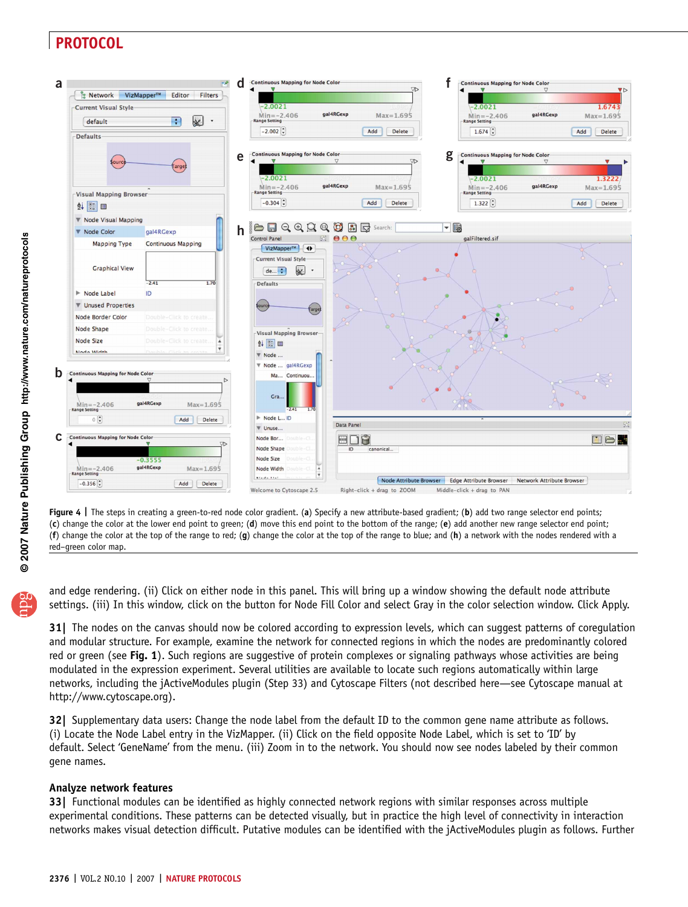Figure 4 | The steps in creating a green-to-red node color gradient. (**a**) Specify a new attribute-based gradient; (**b**) add two range selector end points; (**c**) change the color at the lower end point to green; (**d**) move this end point to the bottom of the range; (**e**) add another new range selector end point; (**f**) change the color at the top of the range to red; (**g**) change the color at the top of the range to blue; and (**h**) a network with the nodes rendered with a red–green color map.

and edge rendering. (ii) Click on either node in this panel. This will bring up a window showing the default node attribute settings. (iii) In this window, click on the button for Node Fill Color and select Gray in the color selection window. Click Apply.

**31|** The nodes on the canvas should now be colored according to expression levels, which can suggest patterns of coregulation and modular structure. For example, examine the network for connected regions in which the nodes are predominantly colored red or green (see **Fig. 1**). Such regions are suggestive of protein complexes or signaling pathways whose activities are being modulated in the expression experiment. Several utilities are available to locate such regions automatically within large networks, including the jActiveModules plugin (Step 33) and Cytoscape Filters (not described here—see Cytoscape manual at http://www.cytoscape.org).

**32|** Supplementary data users: Change the node label from the default ID to the common gene name attribute as follows. (i) Locate the Node Label entry in the VizMapper. (ii) Click on the field opposite Node Label, which is set to 'ID' by default. Select 'GeneName' from the menu. (iii) Zoom in to the network. You should now see nodes labeled by their common gene names.

### Analyze network features

**33|** Functional modules can be identified as highly connected network regions with similar responses across multiple experimental conditions. These patterns can be detected visually, but in practice the high level of connectivity in interaction networks makes visual detection difficult. Putative modules can be identified with the jActiveModules plugin as follows. Further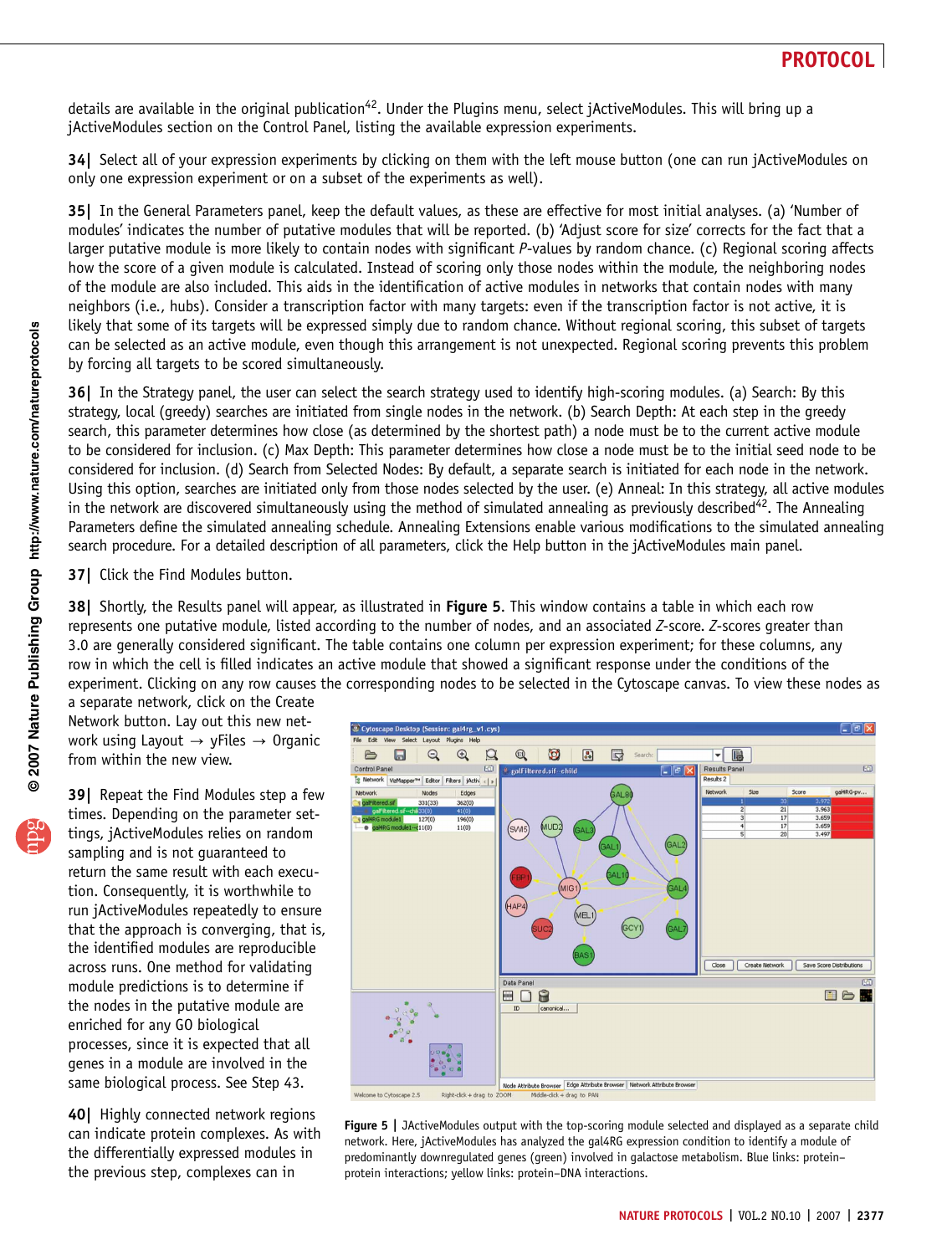details are available in the original publication[42]. Under the Plugins menu, select jActiveModules. This will bring up a jActiveModules section on the Control Panel, listing the available expression experiments.

**34|** Select all of your expression experiments by clicking on them with the left mouse button (one can run jActiveModules on only one expression experiment or on a subset of the experiments as well).

**35|** In the General Parameters panel, keep the default values, as these are effective for most initial analyses. (a) 'Number of modules' indicates the number of putative modules that will be reported. (b) 'Adjust score for size' corrects for the fact that a larger putative module is more likely to contain nodes with significant *P*-values by random chance. (c) Regional scoring affects how the score of a given module is calculated. Instead of scoring only those nodes within the module, the neighboring nodes of the module are also included. This aids in the identification of active modules in networks that contain nodes with many neighbors (i.e., hubs). Consider a transcription factor with many targets: even if the transcription factor is not active, it is likely that some of its targets will be expressed simply due to random chance. Without regional scoring, this subset of targets can be selected as an active module, even though this arrangement is not unexpected. Regional scoring prevents this problem by forcing all targets to be scored simultaneously.

**36|** In the Strategy panel, the user can select the search strategy used to identify high-scoring modules. (a) Search: By this strategy, local (greedy) searches are initiated from single nodes in the network. (b) Search Depth: At each step in the greedy search, this parameter determines how close (as determined by the shortest path) a node must be to the current active module to be considered for inclusion. (c) Max Depth: This parameter determines how close a node must be to the initial seed node to be considered for inclusion. (d) Search from Selected Nodes: By default, a separate search is initiated for each node in the network. Using this option, searches are initiated only from those nodes selected by the user. (e) Anneal: In this strategy, all active modules in the network are discovered simultaneously using the method of simulated annealing as previously described[42]. The Annealing Parameters define the simulated annealing schedule. Annealing Extensions enable various modifications to the simulated annealing search procedure. For a detailed description of all parameters, click the Help button in the jActiveModules main panel.

**37|** Click the Find Modules button.

**38|** Shortly, the Results panel will appear, as illustrated in **Figure 5**. This window contains a table in which each row represents one putative module, listed according to the number of nodes, and an associated *Z*-score. *Z*-scores greater than 3.0 are generally considered significant. The table contains one column per expression experiment; for these columns, any row in which the cell is filled indicates an active module that showed a significant response under the conditions of the experiment. Clicking on any row causes the corresponding nodes to be selected in the Cytoscape canvas. To view these nodes as a separate network, click on the Create Network button. Lay out this new network using Layout → yFiles → Organic from within the new view.

**39|** Repeat the Find Modules step a few times. Depending on the parameter settings, jActiveModules relies on random sampling and is not guaranteed to return the same result with each execution. Consequently, it is worthwhile to run jActiveModules repeatedly to ensure that the approach is converging, that is, the identified modules are reproducible across runs. One method for validating module predictions is to determine if the nodes in the putative module are enriched for any GO biological processes, since it is expected that all genes in a module are involved in the same biological process. See Step 43.

**40|** Highly connected network regions can indicate protein complexes. As with the differentially expressed modules in the previous step, complexes can in

**Figure 5 |** JActiveModules output with the top-scoring module selected and displayed as a separate child network. Here, jActiveModules has analyzed the gal4RG expression condition to identify a module of predominantly downregulated genes (green) involved in galactose metabolism. Blue links: protein–protein interactions; yellow links: protein–DNA interactions.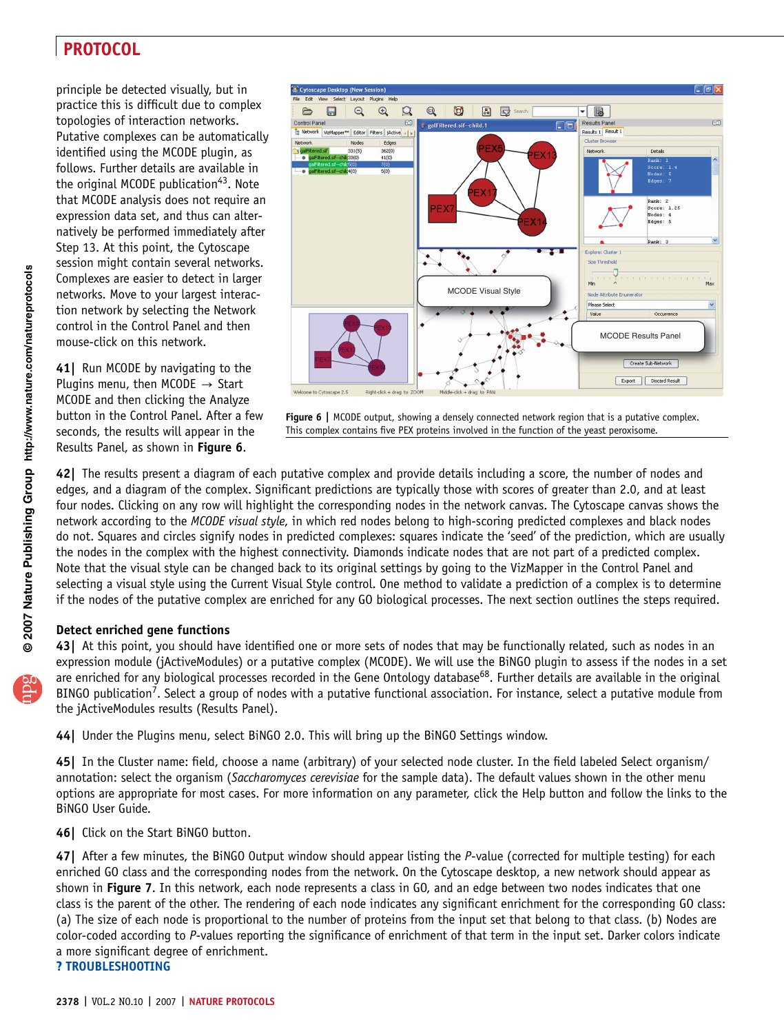principle be detected visually, but in practice this is difficult due to complex topologies of interaction networks. Putative complexes can be automatically identified using the MCODE plugin, as follows. Further details are available in the original MCODE publication[43]. Note that MCODE analysis does not require an expression data set, and thus can alternatively be performed immediately after Step 13. At this point, the Cytoscape session might contain several networks. Complexes are easier to detect in larger networks. Move to your largest interaction network by selecting the Network control in the Control Panel and then mouse-click on this network.

**41|** Run MCODE by navigating to the Plugins menu, then MCODE → Start MCODE and then clicking the Analyze button in the Control Panel. After a few seconds, the results will appear in the Results Panel, as shown in **Figure 6**.

**Figure 6 |** MCODE output, showing a densely connected network region that is a putative complex. This complex contains five PEX proteins involved in the function of the yeast peroxisome.

**42|** The results present a diagram of each putative complex and provide details including a score, the number of nodes and edges, and a diagram of the complex. Significant predictions are typically those with scores of greater than 2.0, and at least four nodes. Clicking on any row will highlight the corresponding nodes in the network canvas. The Cytoscape canvas shows the network according to the *MCODE visual style*, in which red nodes belong to high-scoring predicted complexes and black nodes do not. Squares and circles signify nodes in predicted complexes: squares indicate the 'seed' of the prediction, which are usually the nodes in the complex with the highest connectivity. Diamonds indicate nodes that are not part of a predicted complex. Note that the visual style can be changed back to its original settings by going to the VizMapper in the Control Panel and selecting a visual style using the Current Visual Style control. One method to validate a prediction of a complex is to determine if the nodes of the putative complex are enriched for any GO biological processes. The next section outlines the steps required.

### Detect enriched gene functions

**43|** At this point, you should have identified one or more sets of nodes that may be functionally related, such as nodes in an expression module (jActiveModules) or a putative complex (MCODE). We will use the BiNGO plugin to assess if the nodes in a set are enriched for any biological processes recorded in the Gene Ontology database[68]. Further details are available in the original BiNGO publication[7]. Select a group of nodes with a putative functional association. For instance, select a putative module from the jActiveModules results (Results Panel).

**44|** Under the Plugins menu, select BiNGO 2.0. This will bring up the BiNGO Settings window.

**45|** In the Cluster name: field, choose a name (arbitrary) of your selected node cluster. In the field labeled Select organism/annotation: select the organism (*Saccharomyces cerevisiae* for the sample data). The default values shown in the other menu options are appropriate for most cases. For more information on any parameter, click the Help button and follow the links to the BiNGO User Guide.

**46|** Click on the Start BiNGO button.

**47|** After a few minutes, the BiNGO Output window should appear listing the *P*-value (corrected for multiple testing) for each enriched GO class and the corresponding nodes from the network. On the Cytoscape desktop, a new network should appear as shown in **Figure 7**. In this network, each node represents a class in GO, and an edge between two nodes indicates that one class is the parent of the other. The rendering of each node indicates any significant enrichment for the corresponding GO class: (a) The size of each node is proportional to the number of proteins from the input set that belong to that class. (b) Nodes are color-coded according to *P*-values reporting the significance of enrichment of that term in the input set. Darker colors indicate a more significant degree of enrichment.

**? TROUBLESHOOTING**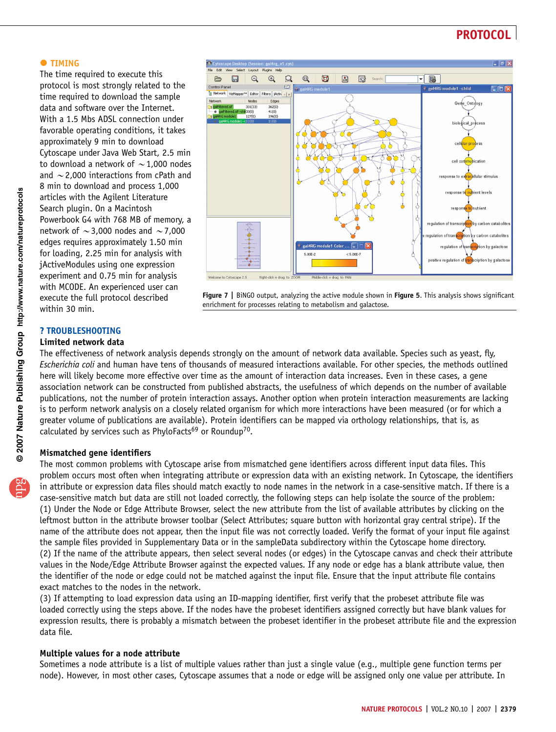● **TIMING**

The time required to execute this protocol is most strongly related to the time required to download the sample data and software over the Internet. With a 1.5 Mbs ADSL connection under favorable operating conditions, it takes approximately 9 min to download Cytoscape under Java Web Start, 2.5 min to download a network of ~1,000 nodes and ~2,000 interactions from cPath and 8 min to download and process 1,000 articles with the Agilent Literature Search plugin. On a Macintosh Powerbook G4 with 768 MB of memory, a network of ~3,000 nodes and ~7,000 edges requires approximately 1.50 min for loading, 2.25 min for analysis with jActiveModules using one expression experiment and 0.75 min for analysis with MCODE. An experienced user can execute the full protocol described within 30 min.

**Figure 7 |** BiNGO output, analyzing the active module shown in **Figure 5**. This analysis shows significant enrichment for processes relating to metabolism and galactose.

## ? TROUBLESHOOTING

### Limited network data

The effectiveness of network analysis depends strongly on the amount of network data available. Species such as yeast, fly, *Escherichia coli* and human have tens of thousands of measured interactions available. For other species, the methods outlined here will likely become more effective over time as the amount of interaction data increases. Even in these cases, a gene association network can be constructed from published abstracts, the usefulness of which depends on the number of available publications, not the number of protein interaction assays. Another option when protein interaction measurements are lacking is to perform network analysis on a closely related organism for which more interactions have been measured (or for which a greater volume of publications are available). Protein identifiers can be mapped via orthology relationships, that is, as calculated by services such as PhyloFacts[69] or Roundup[70].

### Mismatched gene identifiers

The most common problems with Cytoscape arise from mismatched gene identifiers across different input data files. This problem occurs most often when integrating attribute or expression data with an existing network. In Cytoscape, the identifiers in attribute or expression data files should match exactly to node names in the network in a case-sensitive match. If there is a case-sensitive match but data are still not loaded correctly, the following steps can help isolate the source of the problem:
(1) Under the Node or Edge Attribute Browser, select the new attribute from the list of available attributes by clicking on the leftmost button in the attribute browser toolbar (Select Attributes; square button with horizontal gray central stripe). If the name of the attribute does not appear, then the input file was not correctly loaded. Verify the format of your input file against the sample files provided in Supplementary Data or in the sampleData subdirectory within the Cytoscape home directory.
(2) If the name of the attribute appears, then select several nodes (or edges) in the Cytoscape canvas and check their attribute values in the Node/Edge Attribute Browser against the expected values. If any node or edge has a blank attribute value, then the identifier of the node or edge could not be matched against the input file. Ensure that the input attribute file contains exact matches to the nodes in the network.
(3) If attempting to load expression data using an ID-mapping identifier, first verify that the probeset attribute file was loaded correctly using the steps above. If the nodes have the probeset identifiers assigned correctly but have blank values for expression results, there is probably a mismatch between the probeset identifier in the probeset attribute file and the expression data file.

### Multiple values for a node attribute

Sometimes a node attribute is a list of multiple values rather than just a single value (e.g., multiple gene function terms per node). However, in most other cases, Cytoscape assumes that a node or edge will be assigned only one value per attribute. In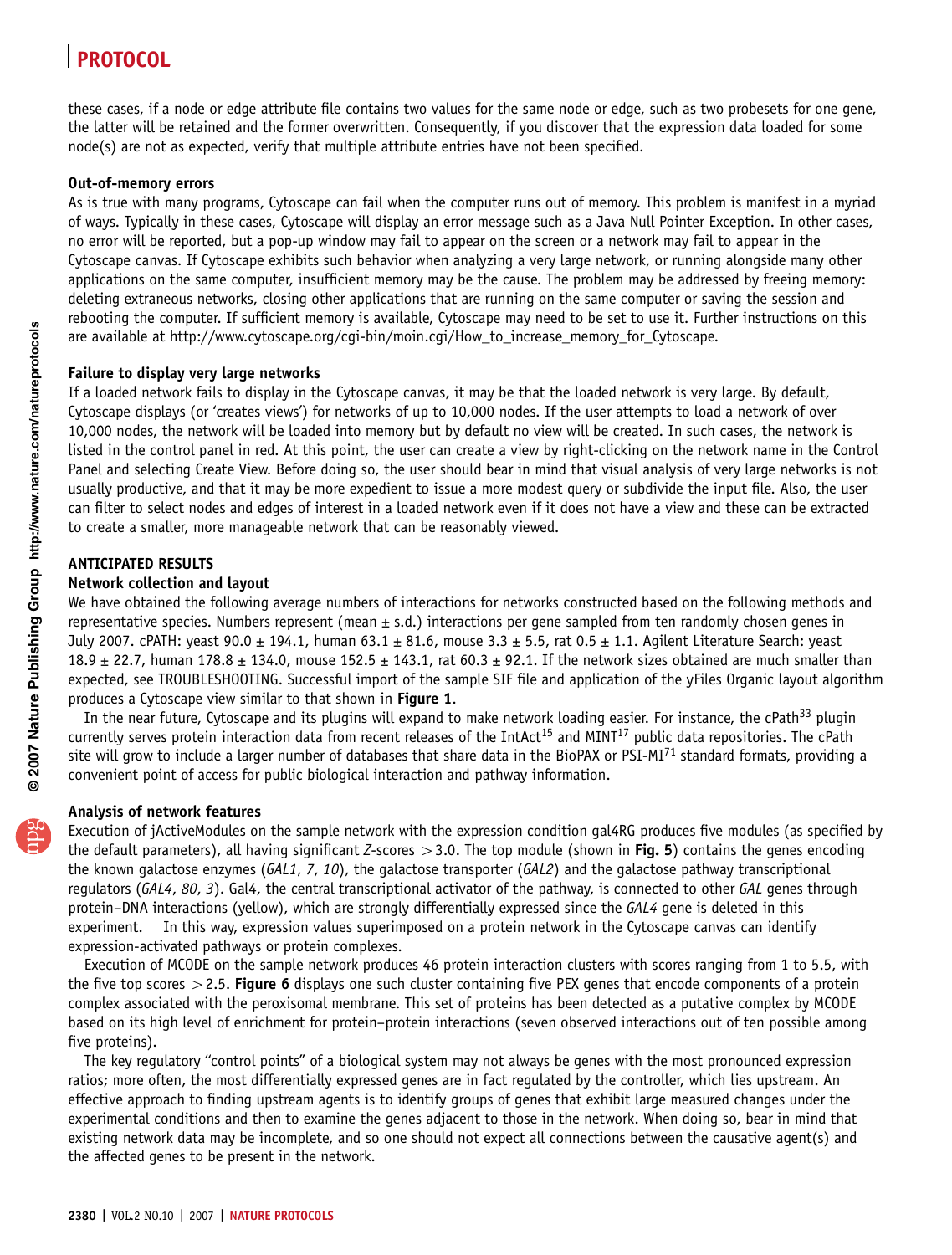these cases, if a node or edge attribute file contains two values for the same node or edge, such as two probesets for one gene, the latter will be retained and the former overwritten. Consequently, if you discover that the expression data loaded for some node(s) are not as expected, verify that multiple attribute entries have not been specified.

### Out-of-memory errors

As is true with many programs, Cytoscape can fail when the computer runs out of memory. This problem is manifest in a myriad of ways. Typically in these cases, Cytoscape will display an error message such as a Java Null Pointer Exception. In other cases, no error will be reported, but a pop-up window may fail to appear on the screen or a network may fail to appear in the Cytoscape canvas. If Cytoscape exhibits such behavior when analyzing a very large network, or running alongside many other applications on the same computer, insufficient memory may be the cause. The problem may be addressed by freeing memory: deleting extraneous networks, closing other applications that are running on the same computer or saving the session and rebooting the computer. If sufficient memory is available, Cytoscape may need to be set to use it. Further instructions on this are available at http://www.cytoscape.org/cgi-bin/moin.cgi/How_to_increase_memory_for_Cytoscape.

### Failure to display very large networks

If a loaded network fails to display in the Cytoscape canvas, it may be that the loaded network is very large. By default, Cytoscape displays (or 'creates views') for networks of up to 10,000 nodes. If the user attempts to load a network of over 10,000 nodes, the network will be loaded into memory but by default no view will be created. In such cases, the network is listed in the control panel in red. At this point, the user can create a view by right-clicking on the network name in the Control Panel and selecting Create View. Before doing so, the user should bear in mind that visual analysis of very large networks is not usually productive, and that it may be more expedient to issue a more modest query or subdivide the input file. Also, the user can filter to select nodes and edges of interest in a loaded network even if it does not have a view and these can be extracted to create a smaller, more manageable network that can be reasonably viewed.

## ANTICIPATED RESULTS

### Network collection and layout

We have obtained the following average numbers of interactions for networks constructed based on the following methods and representative species. Numbers represent (mean ± s.d.) interactions per gene sampled from ten randomly chosen genes in July 2007. cPATH: yeast 90.0 ± 194.1, human 63.1 ± 81.6, mouse 3.3 ± 5.5, rat 0.5 ± 1.1. Agilent Literature Search: yeast 18.9 ± 22.7, human 178.8 ± 134.0, mouse 152.5 ± 143.1, rat 60.3 ± 92.1. If the network sizes obtained are much smaller than expected, see TROUBLESHOOTING. Successful import of the sample SIF file and application of the yFiles Organic layout algorithm produces a Cytoscape view similar to that shown in **Figure 1**.

In the near future, Cytoscape and its plugins will expand to make network loading easier. For instance, the cPath[33] plugin currently serves protein interaction data from recent releases of the IntAct[15] and MINT[17] public data repositories. The cPath site will grow to include a larger number of databases that share data in the BioPAX or PSI-MI[71] standard formats, providing a convenient point of access for public biological interaction and pathway information.

### Analysis of network features

Execution of jActiveModules on the sample network with the expression condition gal4RG produces five modules (as specified by the default parameters), all having significant $Z$-scores $> 3.0$. The top module (shown in **Fig. 5**) contains the genes encoding the known galactose enzymes (*GAL1*, *7*, *10*), the galactose transporter (*GAL2*) and the galactose pathway transcriptional regulators (*GAL4*, *80*, *3*). Gal4, the central transcriptional activator of the pathway, is connected to other *GAL* genes through protein–DNA interactions (yellow), which are strongly differentially expressed since the *GAL4* gene is deleted in this experiment. In this way, expression values superimposed on a protein network in the Cytoscape canvas can identify expression-activated pathways or protein complexes.

Execution of MCODE on the sample network produces 46 protein interaction clusters with scores ranging from 1 to 5.5, with the five top scores $> 2.5$. **Figure 6** displays one such cluster containing five PEX genes that encode components of a protein complex associated with the peroxisomal membrane. This set of proteins has been detected as a putative complex by MCODE based on its high level of enrichment for protein–protein interactions (seven observed interactions out of ten possible among five proteins).

The key regulatory "control points" of a biological system may not always be genes with the most pronounced expression ratios; more often, the most differentially expressed genes are in fact regulated by the controller, which lies upstream. An effective approach to finding upstream agents is to identify groups of genes that exhibit large measured changes under the experimental conditions and then to examine the genes adjacent to those in the network. When doing so, bear in mind that existing network data may be incomplete, and so one should not expect all connections between the causative agent(s) and the affected genes to be present in the network.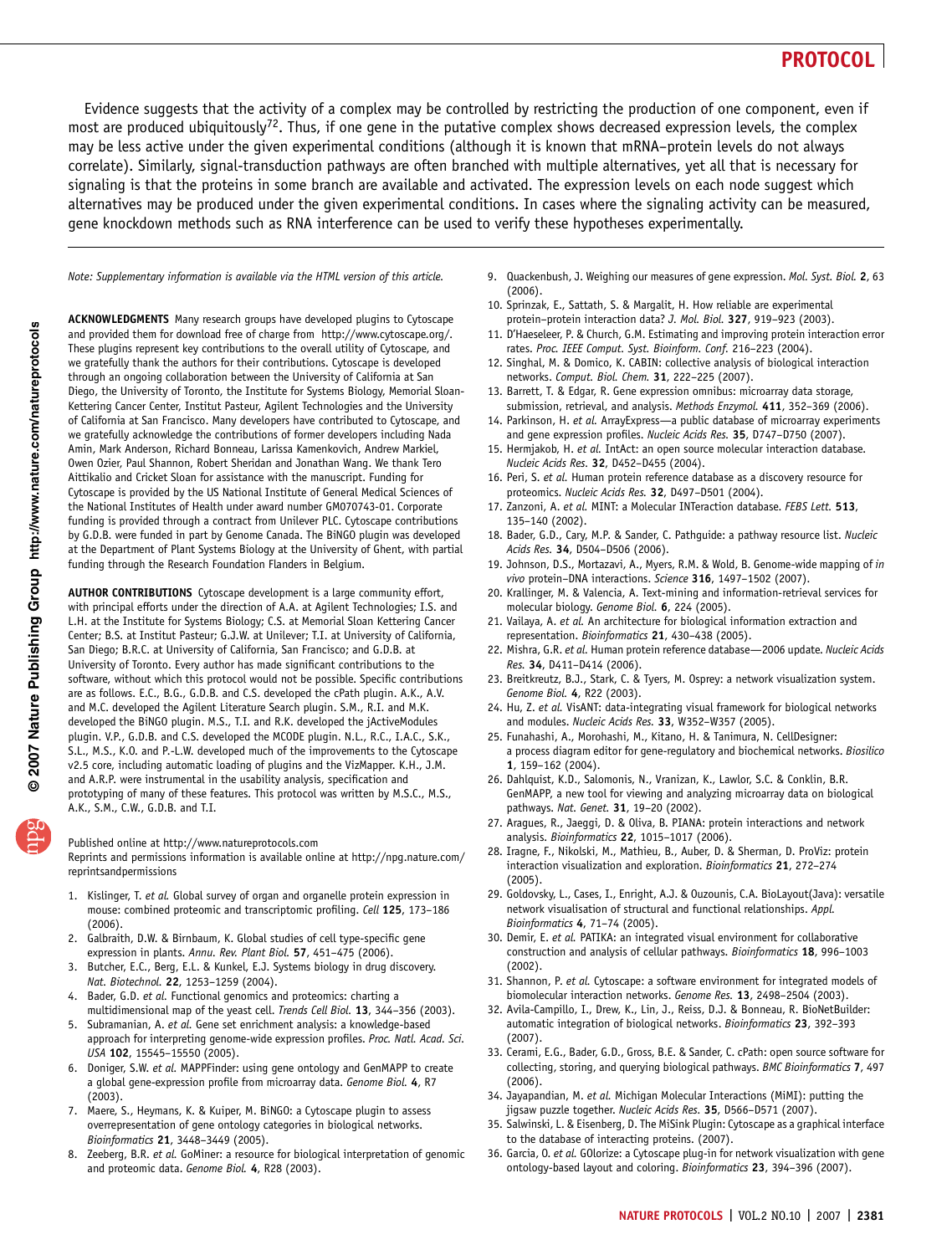Evidence suggests that the activity of a complex may be controlled by restricting the production of one component, even if most are produced ubiquitously[72]. Thus, if one gene in the putative complex shows decreased expression levels, the complex may be less active under the given experimental conditions (although it is known that mRNA–protein levels do not always correlate). Similarly, signal-transduction pathways are often branched with multiple alternatives, yet all that is necessary for signaling is that the proteins in some branch are available and activated. The expression levels on each node suggest which alternatives may be produced under the given experimental conditions. In cases where the signaling activity can be measured, gene knockdown methods such as RNA interference can be used to verify these hypotheses experimentally.

*Note: Supplementary information is available via the HTML version of this article.*

**ACKNOWLEDGMENTS** Many research groups have developed plugins to Cytoscape and provided them for download free of charge from http://www.cytoscape.org/. These plugins represent key contributions to the overall utility of Cytoscape, and we gratefully thank the authors for their contributions. Cytoscape is developed through an ongoing collaboration between the University of California at San Diego, the University of Toronto, the Institute for Systems Biology, Memorial Sloan-Kettering Cancer Center, Institut Pasteur, Agilent Technologies and the University of California at San Francisco. Many developers have contributed to Cytoscape, and we gratefully acknowledge the contributions of former developers including Nada Amin, Mark Anderson, Richard Bonneau, Larissa Kamenkovich, Andrew Markiel, Owen Ozier, Paul Shannon, Robert Sheridan and Jonathan Wang. We thank Tero Aittikalio and Cricket Sloan for assistance with the manuscript. Funding for Cytoscape is provided by the US National Institute of General Medical Sciences of the National Institutes of Health under award number GM070743-01. Corporate funding is provided through a contract from Unilever PLC. Cytoscape contributions by G.D.B. were funded in part by Genome Canada. The BiNGO plugin was developed at the Department of Plant Systems Biology at the University of Ghent, with partial funding through the Research Foundation Flanders in Belgium.

**AUTHOR CONTRIBUTIONS** Cytoscape development is a large community effort, with principal efforts under the direction of A.A. at Agilent Technologies; I.S. and L.H. at the Institute for Systems Biology; C.S. at Memorial Sloan Kettering Cancer Center; B.S. at Institut Pasteur; G.J.W. at Unilever; T.I. at University of California, San Diego; B.R.C. at University of California, San Francisco; and G.D.B. at University of Toronto. Every author has made significant contributions to the software, without which this protocol would not be possible. Specific contributions are as follows. E.C., B.G., G.D.B. and C.S. developed the cPath plugin. A.K., A.V. and M.C. developed the Agilent Literature Search plugin. S.M., R.I. and M.K. developed the BiNGO plugin. M.S., T.I. and R.K. developed the jActiveModules plugin. V.P., G.D.B. and C.S. developed the MCODE plugin. N.L., R.C., I.A.C., S.K., S.L., M.S., K.O. and P.-L.W. developed much of the improvements to the Cytoscape v2.5 core, including automatic loading of plugins and the VizMapper. K.H., J.M. and A.R.P. were instrumental in the usability analysis, specification and prototyping of many of these features. This protocol was written by M.S.C., M.S., A.K., S.M., C.W., G.D.B. and T.I.

Published online at http://www.natureprotocols.com
Reprints and permissions information is available online at http://npg.nature.com/reprintsandpermissions

1. Kislinger, T. *et al.* Global survey of organ and organelle protein expression in mouse: combined proteomic and transcriptomic profiling. *Cell* **125**, 173–186 (2006).
2. Galbraith, D.W. & Birnbaum, K. Global studies of cell type-specific gene expression in plants. *Annu. Rev. Plant Biol.* **57**, 451–475 (2006).
3. Butcher, E.C., Berg, E.L. & Kunkel, E.J. Systems biology in drug discovery. *Nat. Biotechnol.* **22**, 1253–1259 (2004).
4. Bader, G.D. *et al.* Functional genomics and proteomics: charting a multidimensional map of the yeast cell. *Trends Cell Biol.* **13**, 344–356 (2003).
5. Subramanian, A. *et al.* Gene set enrichment analysis: a knowledge-based approach for interpreting genome-wide expression profiles. *Proc. Natl. Acad. Sci. USA* **102**, 15545–15550 (2005).
6. Doniger, S.W. *et al.* MAPPFinder: using gene ontology and GenMAPP to create a global gene-expression profile from microarray data. *Genome Biol.* **4**, R7 (2003).
7. Maere, S., Heymans, K. & Kuiper, M. BiNGO: a Cytoscape plugin to assess overrepresentation of gene ontology categories in biological networks. *Bioinformatics* **21**, 3448–3449 (2005).
8. Zeeberg, B.R. *et al.* GoMiner: a resource for biological interpretation of genomic and proteomic data. *Genome Biol.* **4**, R28 (2003).
9. Quackenbush, J. Weighing our measures of gene expression. *Mol. Syst. Biol.* **2**, 63 (2006).
10. Sprinzak, E., Sattath, S. & Margalit, H. How reliable are experimental protein–protein interaction data? *J. Mol. Biol.* **327**, 919–923 (2003).
11. D'Haeseleer, P. & Church, G.M. Estimating and improving protein interaction error rates. *Proc. IEEE Comput. Syst. Bioinform. Conf.* 216–223 (2004).
12. Singhal, M. & Domico, K. CABIN: collective analysis of biological interaction networks. *Comput. Biol. Chem.* **31**, 222–225 (2007).
13. Barrett, T. & Edgar, R. Gene expression omnibus: microarray data storage, submission, retrieval, and analysis. *Methods Enzymol.* **411**, 352–369 (2006).
14. Parkinson, H. *et al.* ArrayExpress—a public database of microarray experiments and gene expression profiles. *Nucleic Acids Res.* **35**, D747–D750 (2007).
15. Hermjakob, H. *et al.* IntAct: an open source molecular interaction database. *Nucleic Acids Res.* **32**, D452–D455 (2004).
16. Peri, S. *et al.* Human protein reference database as a discovery resource for proteomics. *Nucleic Acids Res.* **32**, D497–D501 (2004).
17. Zanzoni, A. *et al.* MINT: a Molecular INTeraction database. *FEBS Lett.* **513**, 135–140 (2002).
18. Bader, G.D., Cary, M.P. & Sander, C. Pathguide: a pathway resource list. *Nucleic Acids Res.* **34**, D504–D506 (2006).
19. Johnson, D.S., Mortazavi, A., Myers, R.M. & Wold, B. Genome-wide mapping of *in vivo* protein–DNA interactions. *Science* **316**, 1497–1502 (2007).
20. Krallinger, M. & Valencia, A. Text-mining and information-retrieval services for molecular biology. *Genome Biol.* **6**, 224 (2005).
21. Vailaya, A. *et al.* An architecture for biological information extraction and representation. *Bioinformatics* **21**, 430–438 (2005).
22. Mishra, G.R. *et al.* Human protein reference database—2006 update. *Nucleic Acids Res.* **34**, D411–D414 (2006).
23. Breitkreutz, B.J., Stark, C. & Tyers, M. Osprey: a network visualization system. *Genome Biol.* **4**, R22 (2003).
24. Hu, Z. *et al.* VisANT: data-integrating visual framework for biological networks and modules. *Nucleic Acids Res.* **33**, W352–W357 (2005).
25. Funahashi, A., Morohashi, M., Kitano, H. & Tanimura, N. CellDesigner: a process diagram editor for gene-regulatory and biochemical networks. *Biosilico* **1**, 159–162 (2004).
26. Dahlquist, K.D., Salomonis, N., Vranizan, K., Lawlor, S.C. & Conklin, B.R. GenMAPP, a new tool for viewing and analyzing microarray data on biological pathways. *Nat. Genet.* **31**, 19–20 (2002).
27. Aragues, R., Jaeggi, D. & Oliva, B. PIANA: protein interactions and network analysis. *Bioinformatics* **22**, 1015–1017 (2006).
28. Iragne, F., Nikolski, M., Mathieu, B., Auber, D. & Sherman, D. ProViz: protein interaction visualization and exploration. *Bioinformatics* **21**, 272–274 (2005).
29. Goldovsky, L., Cases, I., Enright, A.J. & Ouzounis, C.A. BioLayout(Java): versatile network visualisation of structural and functional relationships. *Appl. Bioinformatics* **4**, 71–74 (2005).
30. Demir, E. *et al.* PATIKA: an integrated visual environment for collaborative construction and analysis of cellular pathways. *Bioinformatics* **18**, 996–1003 (2002).
31. Shannon, P. *et al.* Cytoscape: a software environment for integrated models of biomolecular interaction networks. *Genome Res.* **13**, 2498–2504 (2003).
32. Avila-Campillo, I., Drew, K., Lin, J., Reiss, D.J. & Bonneau, R. BioNetBuilder: automatic integration of biological networks. *Bioinformatics* **23**, 392–393 (2007).
33. Cerami, E.G., Bader, G.D., Gross, B.E. & Sander, C. cPath: open source software for collecting, storing, and querying biological pathways. *BMC Bioinformatics* **7**, 497 (2006).
34. Jayapandian, M. *et al.* Michigan Molecular Interactions (MiMI): putting the jigsaw puzzle together. *Nucleic Acids Res.* **35**, D566–D571 (2007).
35. Salwinski, L. & Eisenberg, D. The MiSink Plugin: Cytoscape as a graphical interface to the database of interacting proteins. (2007).
36. Garcia, O. *et al.* GOlorize: a Cytoscape plug-in for network visualization with gene ontology-based layout and coloring. *Bioinformatics* **23**, 394–396 (2007).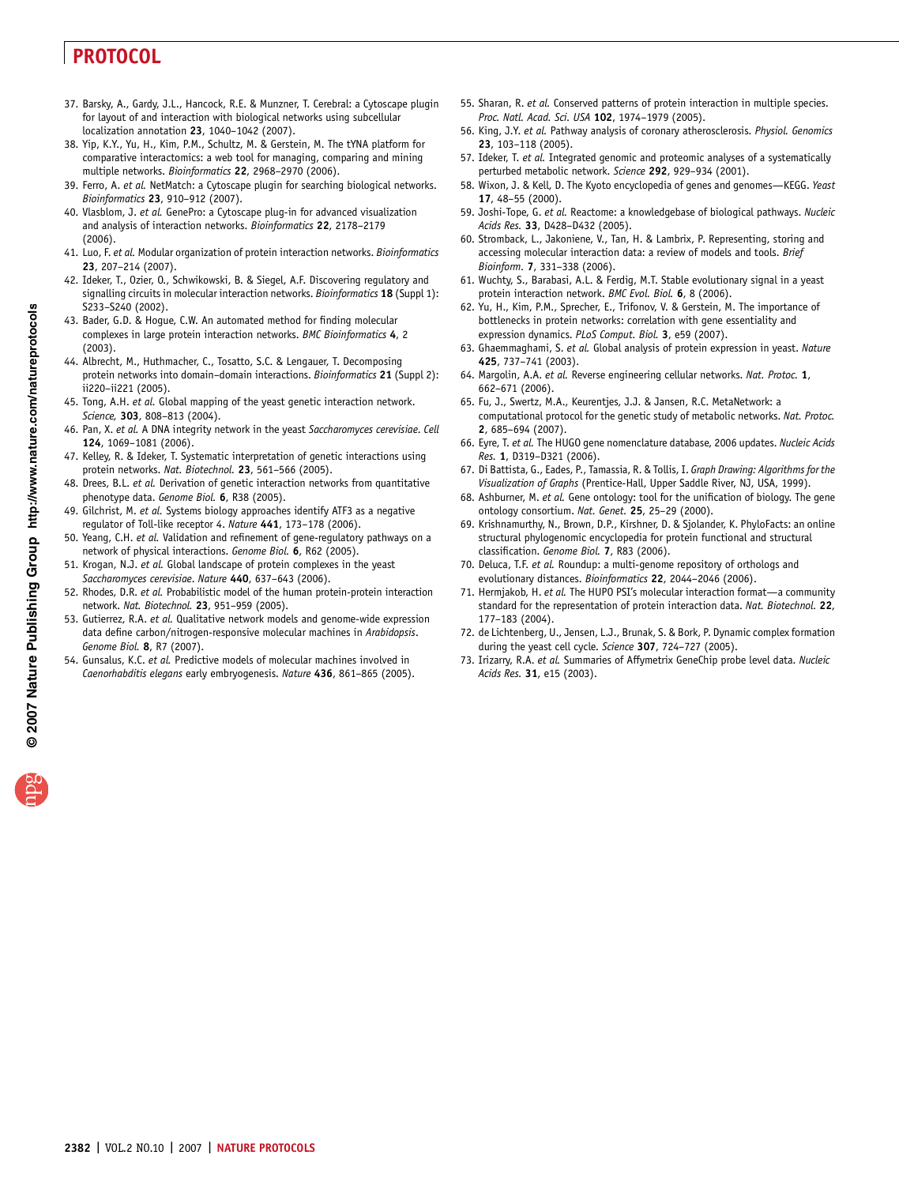37. Barsky, A., Gardy, J.L., Hancock, R.E. & Munzner, T. Cerebral: a Cytoscape plugin for layout of and interaction with biological networks using subcellular localization annotation **23**, 1040–1042 (2007).
38. Yip, K.Y., Yu, H., Kim, P.M., Schultz, M. & Gerstein, M. The tYNA platform for comparative interactomics: a web tool for managing, comparing and mining multiple networks. *Bioinformatics* **22**, 2968–2970 (2006).
39. Ferro, A. *et al.* NetMatch: a Cytoscape plugin for searching biological networks. *Bioinformatics* **23**, 910–912 (2007).
40. Vlasblom, J. *et al.* GenePro: a Cytoscape plug-in for advanced visualization and analysis of interaction networks. *Bioinformatics* **22**, 2178–2179 (2006).
41. Luo, F. *et al.* Modular organization of protein interaction networks. *Bioinformatics* **23**, 207–214 (2007).
42. Ideker, T., Ozier, O., Schwikowski, B. & Siegel, A.F. Discovering regulatory and signalling circuits in molecular interaction networks. *Bioinformatics* **18** (Suppl 1): S233–S240 (2002).
43. Bader, G.D. & Hogue, C.W. An automated method for finding molecular complexes in large protein interaction networks. *BMC Bioinformatics* **4**, 2 (2003).
44. Albrecht, M., Huthmacher, C., Tosatto, S.C. & Lengauer, T. Decomposing protein networks into domain–domain interactions. *Bioinformatics* **21** (Suppl 2): ii220–ii221 (2005).
45. Tong, A.H. *et al.* Global mapping of the yeast genetic interaction network. *Science,* **303**, 808–813 (2004).
46. Pan, X. *et al.* A DNA integrity network in the yeast *Saccharomyces cerevisiae*. *Cell* **124**, 1069–1081 (2006).
47. Kelley, R. & Ideker, T. Systematic interpretation of genetic interactions using protein networks. *Nat. Biotechnol.* **23**, 561–566 (2005).
48. Drees, B.L. *et al.* Derivation of genetic interaction networks from quantitative phenotype data. *Genome Biol.* **6**, R38 (2005).
49. Gilchrist, M. *et al.* Systems biology approaches identify ATF3 as a negative regulator of Toll-like receptor 4. *Nature* **441**, 173–178 (2006).
50. Yeang, C.H. *et al.* Validation and refinement of gene-regulatory pathways on a network of physical interactions. *Genome Biol.* **6**, R62 (2005).
51. Krogan, N.J. *et al.* Global landscape of protein complexes in the yeast *Saccharomyces cerevisiae*. *Nature* **440**, 637–643 (2006).
52. Rhodes, D.R. *et al.* Probabilistic model of the human protein-protein interaction network. *Nat. Biotechnol.* **23**, 951–959 (2005).
53. Gutierrez, R.A. *et al.* Qualitative network models and genome-wide expression data define carbon/nitrogen-responsive molecular machines in *Arabidopsis*. *Genome Biol.* **8**, R7 (2007).
54. Gunsalus, K.C. *et al.* Predictive models of molecular machines involved in *Caenorhabditis elegans* early embryogenesis. *Nature* **436**, 861–865 (2005).
55. Sharan, R. *et al.* Conserved patterns of protein interaction in multiple species. *Proc. Natl. Acad. Sci. USA* **102**, 1974–1979 (2005).
56. King, J.Y. *et al.* Pathway analysis of coronary atherosclerosis. *Physiol. Genomics* **23**, 103–118 (2005).
57. Ideker, T. *et al.* Integrated genomic and proteomic analyses of a systematically perturbed metabolic network. *Science* **292**, 929–934 (2001).
58. Wixon, J. & Kell, D. The Kyoto encyclopedia of genes and genomes—KEGG. *Yeast* **17**, 48–55 (2000).
59. Joshi-Tope, G. *et al.* Reactome: a knowledgebase of biological pathways. *Nucleic Acids Res.* **33**, D428–D432 (2005).
60. Stromback, L., Jakoniene, V., Tan, H. & Lambrix, P. Representing, storing and accessing molecular interaction data: a review of models and tools. *Brief Bioinform.* **7**, 331–338 (2006).
61. Wuchty, S., Barabasi, A.L. & Ferdig, M.T. Stable evolutionary signal in a yeast protein interaction network. *BMC Evol. Biol.* **6**, 8 (2006).
62. Yu, H., Kim, P.M., Sprecher, E., Trifonov, V. & Gerstein, M. The importance of bottlenecks in protein networks: correlation with gene essentiality and expression dynamics. *PLoS Comput. Biol.* **3**, e59 (2007).
63. Ghaemmaghami, S. *et al.* Global analysis of protein expression in yeast. *Nature* **425**, 737–741 (2003).
64. Margolin, A.A. *et al.* Reverse engineering cellular networks. *Nat. Protoc.* **1**, 662–671 (2006).
65. Fu, J., Swertz, M.A., Keurentjes, J.J. & Jansen, R.C. MetaNetwork: a computational protocol for the genetic study of metabolic networks. *Nat. Protoc.* **2**, 685–694 (2007).
66. Eyre, T. *et al.* The HUGO gene nomenclature database, 2006 updates. *Nucleic Acids Res.* **1**, D319–D321 (2006).
67. Di Battista, G., Eades, P., Tamassia, R. & Tollis, I. *Graph Drawing: Algorithms for the Visualization of Graphs* (Prentice-Hall, Upper Saddle River, NJ, USA, 1999).
68. Ashburner, M. *et al.* Gene ontology: tool for the unification of biology. The gene ontology consortium. *Nat. Genet.* **25**, 25–29 (2000).
69. Krishnamurthy, N., Brown, D.P., Kirshner, D. & Sjolander, K. PhyloFacts: an online structural phylogenomic encyclopedia for protein functional and structural classification. *Genome Biol.* **7**, R83 (2006).
70. Deluca, T.F. *et al.* Roundup: a multi-genome repository of orthologs and evolutionary distances. *Bioinformatics* **22**, 2044–2046 (2006).
71. Hermjakob, H. *et al.* The HUPO PSI's molecular interaction format—a community standard for the representation of protein interaction data. *Nat. Biotechnol.* **22**, 177–183 (2004).
72. de Lichtenberg, U., Jensen, L.J., Brunak, S. & Bork, P. Dynamic complex formation during the yeast cell cycle. *Science* **307**, 724–727 (2005).
73. Irizarry, R.A. *et al.* Summaries of Affymetrix GeneChip probe level data. *Nucleic Acids Res.* **31**, e15 (2003).